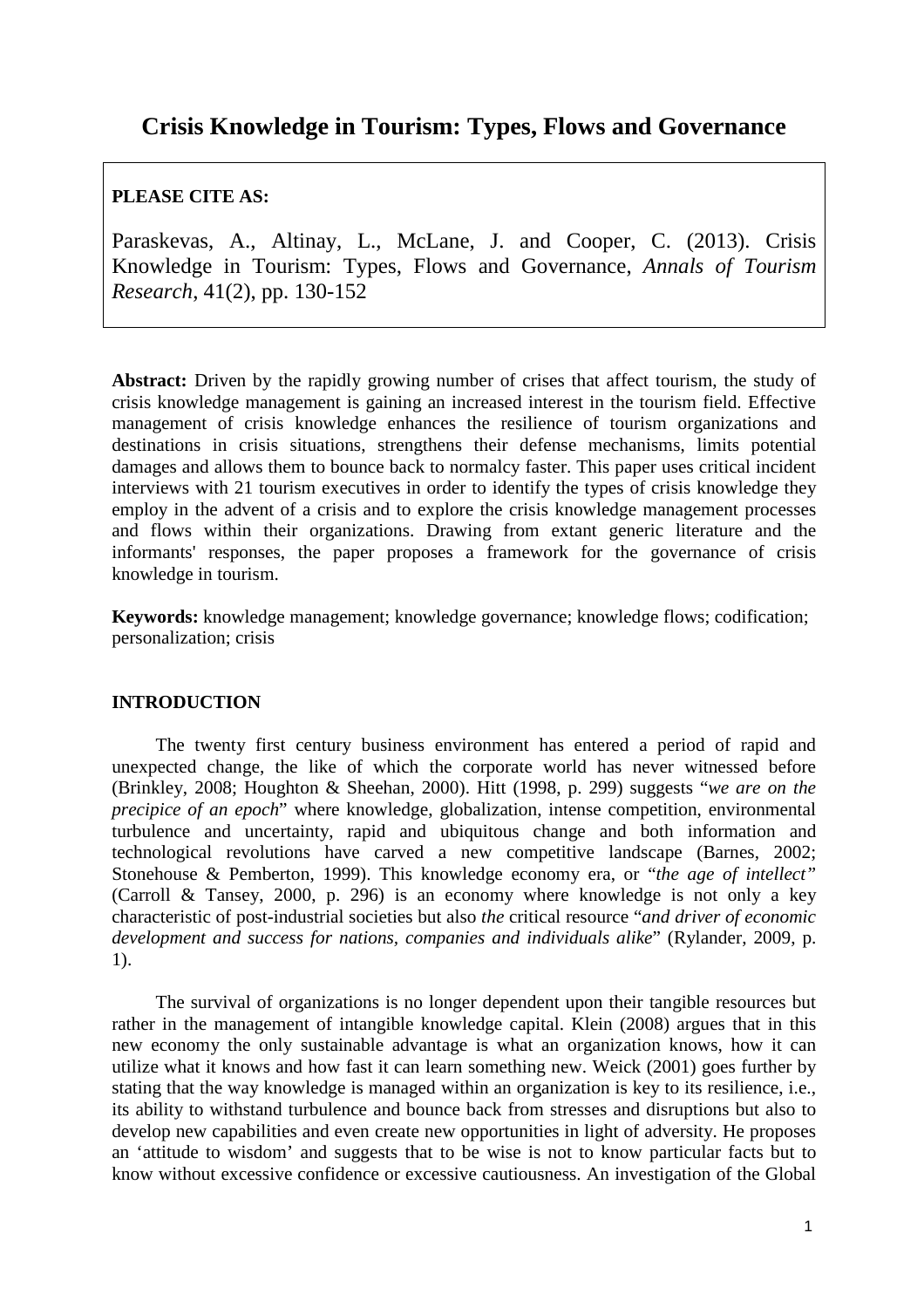# Crisis Knowledge in Tourism: Types, Flows and Governance

**PLEASE CITE AS:**

Paraskevas, A., Altinay, L., McLane, J. and Cooper, C. (2013). Crisis Knowledge in Tourism: Types, Flows and Governance, *Annals of Tourism Research*, 41(2), pp. 130-152

**Abstract:** Driven by the rapidly growing number of crises that affect tourism, the study of crisis knowledge management is gaining an increased interest in the tourism field. Effective management of crisis knowledge enhances the resilience of tourism organizations and destinations in crisis situations, strengthens their defense mechanisms, limits potential damages and allows them to bounce back to normalcy faster. This paper uses critical incident interviews with 21 tourism executives in order to identify the types of crisis knowledge they employ in the advent of a crisis and to explore the crisis knowledge management processes and flows within their organizations. Drawing from extant generic literature and the informants' responses, the paper proposes a framework for the governance of crisis knowledge in tourism.

**Keywords:** knowledge management; knowledge governance; knowledge flows; codification; personalization; crisis

## INTRODUCTION

The twenty first century business environment has entered a period of rapid and unexpected change, the like of which the corporate world has never witnessed before (Brinkley, 2008; Houghton & Sheehan, 2000). Hitt (1998, p. 299) suggests "*we are on the precipice of an epoch*" where knowledge, globalization, intense competition, environmental turbulence and uncertainty, rapid and ubiquitous change and both information and technological revolutions have carved a new competitive landscape (Barnes, 2002; Stonehouse & Pemberton, 1999). This knowledge economy era, or "*the age of intellect"* (Carroll & Tansey, 2000, p. 296) is an economy where knowledge is not only a key characteristic of post-industrial societies but also *the* critical resource "*and driver of economic development and success for nations, companies and individuals alike*" (Rylander, 2009, p. 1).

The survival of organizations is no longer dependent upon their tangible resources but rather in the management of intangible knowledge capital. Klein (2008) argues that in this new economy the only sustainable advantage is what an organization knows, how it can utilize what it knows and how fast it can learn something new. Weick (2001) goes further by stating that the way knowledge is managed within an organization is key to its resilience, i.e., its ability to withstand turbulence and bounce back from stresses and disruptions but also to develop new capabilities and even create new opportunities in light of adversity. He proposes an 'attitude to wisdom' and suggests that to be wise is not to know particular facts but to know without excessive confidence or excessive cautiousness. An investigation of the Global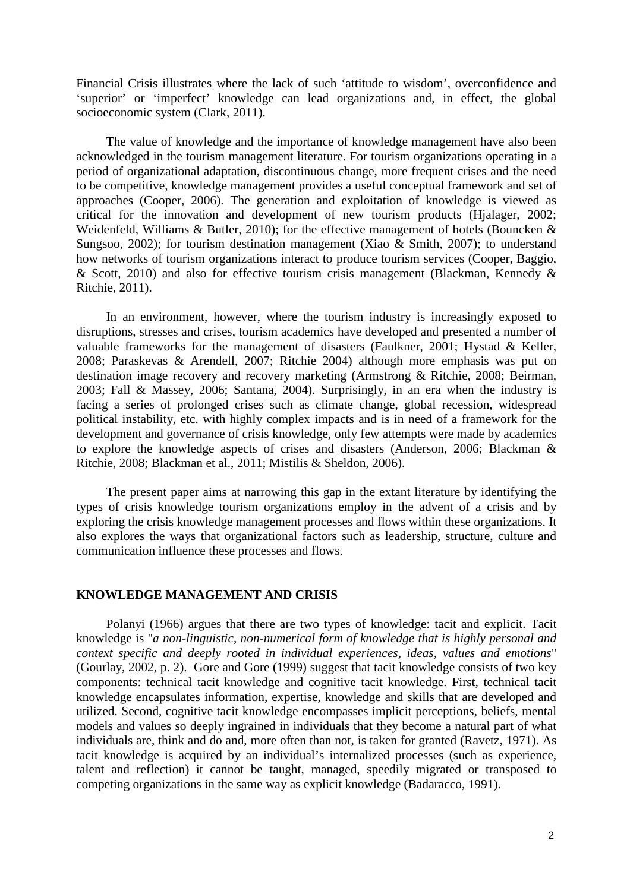Financial Crisis illustrates where the lack of such 'attitude to wisdom', overconfidence and 'superior' or 'imperfect' knowledge can lead organizations and, in effect, the global socioeconomic system (Clark, 2011).

The value of knowledge and the importance of knowledge management have also been acknowledged in the tourism management literature. For tourism organizations operating in a period of organizational adaptation, discontinuous change, more frequent crises and the need to be competitive, knowledge management provides a useful conceptual framework and set of approaches (Cooper, 2006). The generation and exploitation of knowledge is viewed as critical for the innovation and development of new tourism products (Hjalager, 2002; Weidenfeld, Williams & Butler, 2010); for the effective management of hotels (Bouncken & Sungsoo, 2002); for tourism destination management (Xiao & Smith, 2007); to understand how networks of tourism organizations interact to produce tourism services (Cooper, Baggio, & Scott, 2010) and also for effective tourism crisis management (Blackman, Kennedy & Ritchie, 2011).

In an environment, however, where the tourism industry is increasingly exposed to disruptions, stresses and crises, tourism academics have developed and presented a number of valuable frameworks for the management of disasters (Faulkner, 2001; Hystad & Keller, 2008; Paraskevas & Arendell, 2007; Ritchie 2004) although more emphasis was put on destination image recovery and recovery marketing (Armstrong & Ritchie, 2008; Beirman, 2003; Fall & Massey, 2006; Santana, 2004). Surprisingly, in an era when the industry is facing a series of prolonged crises such as climate change, global recession, widespread political instability, etc. with highly complex impacts and is in need of a framework for the development and governance of crisis knowledge, only few attempts were made by academics to explore the knowledge aspects of crises and disasters (Anderson, 2006; Blackman & Ritchie, 2008; Blackman et al., 2011; Mistilis & Sheldon, 2006).

The present paper aims at narrowing this gap in the extant literature by identifying the types of crisis knowledge tourism organizations employ in the advent of a crisis and by exploring the crisis knowledge management processes and flows within these organizations. It also explores the ways that organizational factors such as leadership, structure, culture and communication influence these processes and flows.

## KNOWLEDGE MANAGEMENT AND CRISIS

Polanyi (1966) argues that there are two types of knowledge: tacit and explicit. Tacit knowledge is "*a non-linguistic, non-numerical form of knowledge that is highly personal and context specific and deeply rooted in individual experiences, ideas, values and emotions*" (Gourlay, 2002, p. 2). Gore and Gore (1999) suggest that tacit knowledge consists of two key components: technical tacit knowledge and cognitive tacit knowledge. First, technical tacit knowledge encapsulates information, expertise, knowledge and skills that are developed and utilized. Second, cognitive tacit knowledge encompasses implicit perceptions, beliefs, mental models and values so deeply ingrained in individuals that they become a natural part of what individuals are, think and do and, more often than not, is taken for granted (Ravetz, 1971). As tacit knowledge is acquired by an individual's internalized processes (such as experience, talent and reflection) it cannot be taught, managed, speedily migrated or transposed to competing organizations in the same way as explicit knowledge (Badaracco, 1991).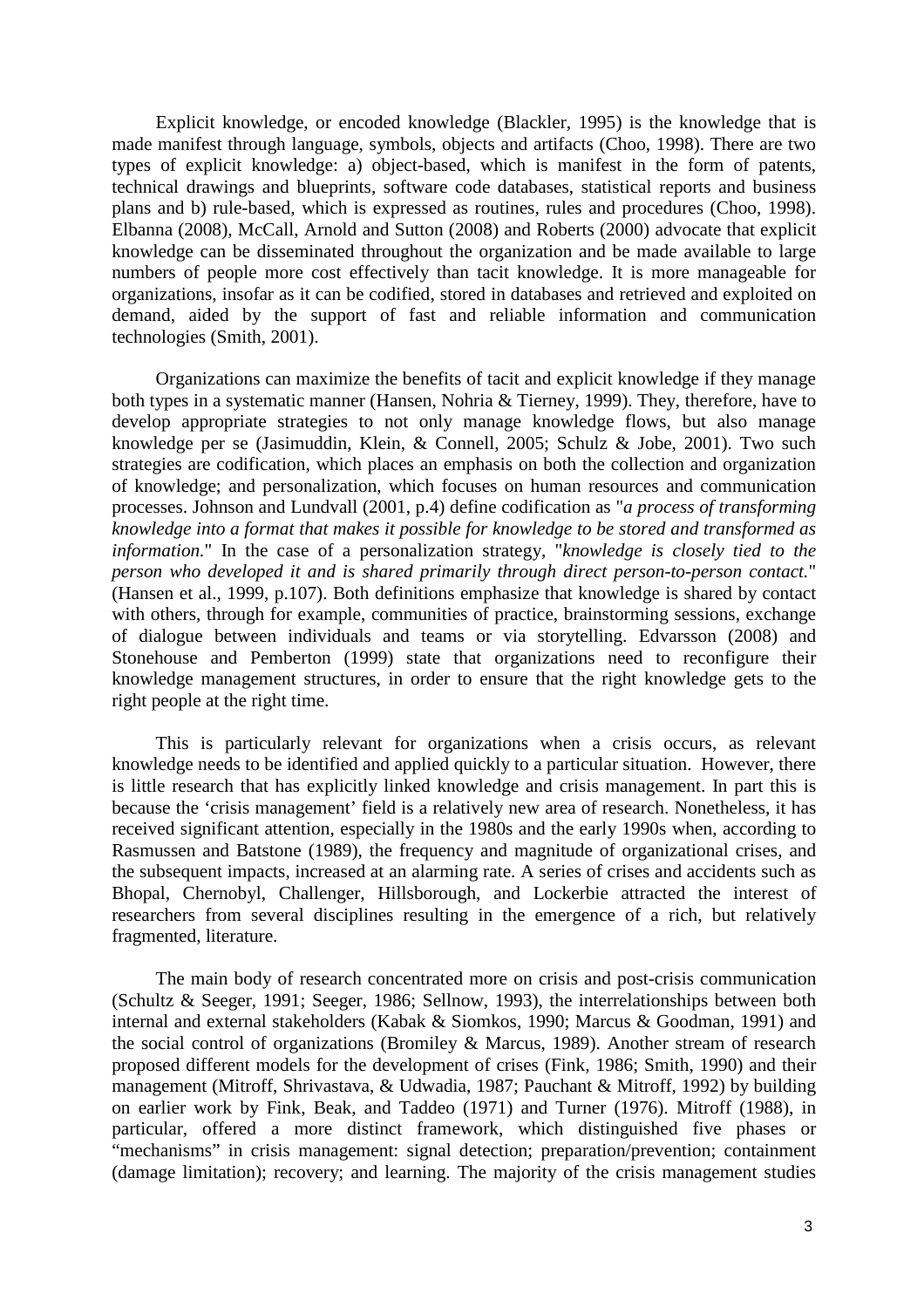Explicit knowledge, or encoded knowledge (Blackler, 1995) is the knowledge that is made manifest through language, symbols, objects and artifacts (Choo, 1998). There are two types of explicit knowledge: a) object-based, which is manifest in the form of patents, technical drawings and blueprints, software code databases, statistical reports and business plans and b) rule-based, which is expressed as routines, rules and procedures (Choo, 1998). Elbanna (2008), McCall, Arnold and Sutton (2008) and Roberts (2000) advocate that explicit knowledge can be disseminated throughout the organization and be made available to large numbers of people more cost effectively than tacit knowledge. It is more manageable for organizations, insofar as it can be codified, stored in databases and retrieved and exploited on demand, aided by the support of fast and reliable information and communication technologies (Smith, 2001).

Organizations can maximize the benefits of tacit and explicit knowledge if they manage both types in a systematic manner (Hansen, Nohria & Tierney, 1999). They, therefore, have to develop appropriate strategies to not only manage knowledge flows, but also manage knowledge per se (Jasimuddin, Klein, & Connell, 2005; Schulz & Jobe, 2001). Two such strategies are codification, which places an emphasis on both the collection and organization of knowledge; and personalization, which focuses on human resources and communication processes. Johnson and Lundvall (2001, p.4) define codification as "*a process of transforming knowledge into a format that makes it possible for knowledge to be stored and transformed as information.*" In the case of a personalization strategy, "*knowledge is closely tied to the person who developed it and is shared primarily through direct person-to-person contact.*" (Hansen et al., 1999, p.107). Both definitions emphasize that knowledge is shared by contact with others, through for example, communities of practice, brainstorming sessions, exchange of dialogue between individuals and teams or via storytelling. Edvarsson (2008) and Stonehouse and Pemberton (1999) state that organizations need to reconfigure their knowledge management structures, in order to ensure that the right knowledge gets to the right people at the right time.

This is particularly relevant for organizations when a crisis occurs, as relevant knowledge needs to be identified and applied quickly to a particular situation. However, there is little research that has explicitly linked knowledge and crisis management. In part this is because the 'crisis management' field is a relatively new area of research. Nonetheless, it has received significant attention, especially in the 1980s and the early 1990s when, according to Rasmussen and Batstone (1989), the frequency and magnitude of organizational crises, and the subsequent impacts, increased at an alarming rate. A series of crises and accidents such as Bhopal, Chernobyl, Challenger, Hillsborough, and Lockerbie attracted the interest of researchers from several disciplines resulting in the emergence of a rich, but relatively fragmented, literature.

The main body of research concentrated more on crisis and post-crisis communication (Schultz & Seeger, 1991; Seeger, 1986; Sellnow, 1993), the interrelationships between both internal and external stakeholders (Kabak & Siomkos, 1990; Marcus & Goodman, 1991) and the social control of organizations (Bromiley & Marcus, 1989). Another stream of research proposed different models for the development of crises (Fink, 1986; Smith, 1990) and their management (Mitroff, Shrivastava, & Udwadia, 1987; Pauchant & Mitroff, 1992) by building on earlier work by Fink, Beak, and Taddeo (1971) and Turner (1976). Mitroff (1988), in particular, offered a more distinct framework, which distinguished five phases or "mechanisms" in crisis management: signal detection; preparation/prevention; containment (damage limitation); recovery; and learning. The majority of the crisis management studies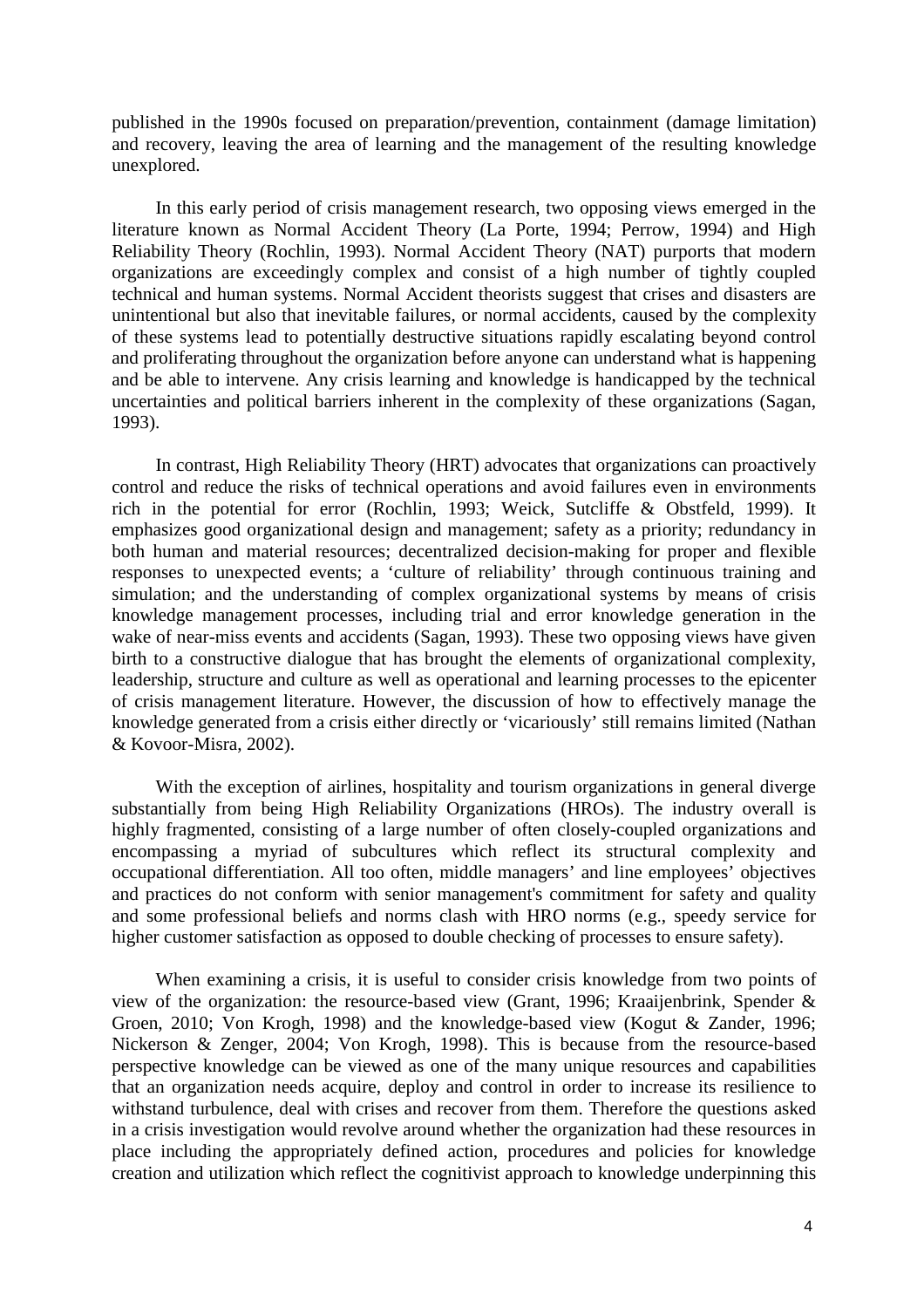published in the 1990s focused on preparation/prevention, containment (damage limitation) and recovery, leaving the area of learning and the management of the resulting knowledge unexplored.

In this early period of crisis management research, two opposing views emerged in the literature known as Normal Accident Theory (La Porte, 1994; Perrow, 1994) and High Reliability Theory (Rochlin, 1993). Normal Accident Theory (NAT) purports that modern organizations are exceedingly complex and consist of a high number of tightly coupled technical and human systems. Normal Accident theorists suggest that crises and disasters are unintentional but also that inevitable failures, or normal accidents, caused by the complexity of these systems lead to potentially destructive situations rapidly escalating beyond control and proliferating throughout the organization before anyone can understand what is happening and be able to intervene. Any crisis learning and knowledge is handicapped by the technical uncertainties and political barriers inherent in the complexity of these organizations (Sagan, 1993).

In contrast, High Reliability Theory (HRT) advocates that organizations can proactively control and reduce the risks of technical operations and avoid failures even in environments rich in the potential for error (Rochlin, 1993; Weick, Sutcliffe & Obstfeld, 1999). It emphasizes good organizational design and management; safety as a priority; redundancy in both human and material resources; decentralized decision-making for proper and flexible responses to unexpected events; a 'culture of reliability' through continuous training and simulation; and the understanding of complex organizational systems by means of crisis knowledge management processes, including trial and error knowledge generation in the wake of near-miss events and accidents (Sagan, 1993). These two opposing views have given birth to a constructive dialogue that has brought the elements of organizational complexity, leadership, structure and culture as well as operational and learning processes to the epicenter of crisis management literature. However, the discussion of how to effectively manage the knowledge generated from a crisis either directly or 'vicariously' still remains limited (Nathan & Kovoor-Misra, 2002).

With the exception of airlines, hospitality and tourism organizations in general diverge substantially from being High Reliability Organizations (HROs). The industry overall is highly fragmented, consisting of a large number of often closely-coupled organizations and encompassing a myriad of subcultures which reflect its structural complexity and occupational differentiation. All too often, middle managers' and line employees' objectives and practices do not conform with senior management's commitment for safety and quality and some professional beliefs and norms clash with HRO norms (e.g., speedy service for higher customer satisfaction as opposed to double checking of processes to ensure safety).

When examining a crisis, it is useful to consider crisis knowledge from two points of view of the organization: the resource-based view (Grant, 1996; Kraaijenbrink, Spender & Groen, 2010; Von Krogh, 1998) and the knowledge-based view (Kogut & Zander, 1996; Nickerson & Zenger, 2004; Von Krogh, 1998). This is because from the resource-based perspective knowledge can be viewed as one of the many unique resources and capabilities that an organization needs acquire, deploy and control in order to increase its resilience to withstand turbulence, deal with crises and recover from them. Therefore the questions asked in a crisis investigation would revolve around whether the organization had these resources in place including the appropriately defined action, procedures and policies for knowledge creation and utilization which reflect the cognitivist approach to knowledge underpinning this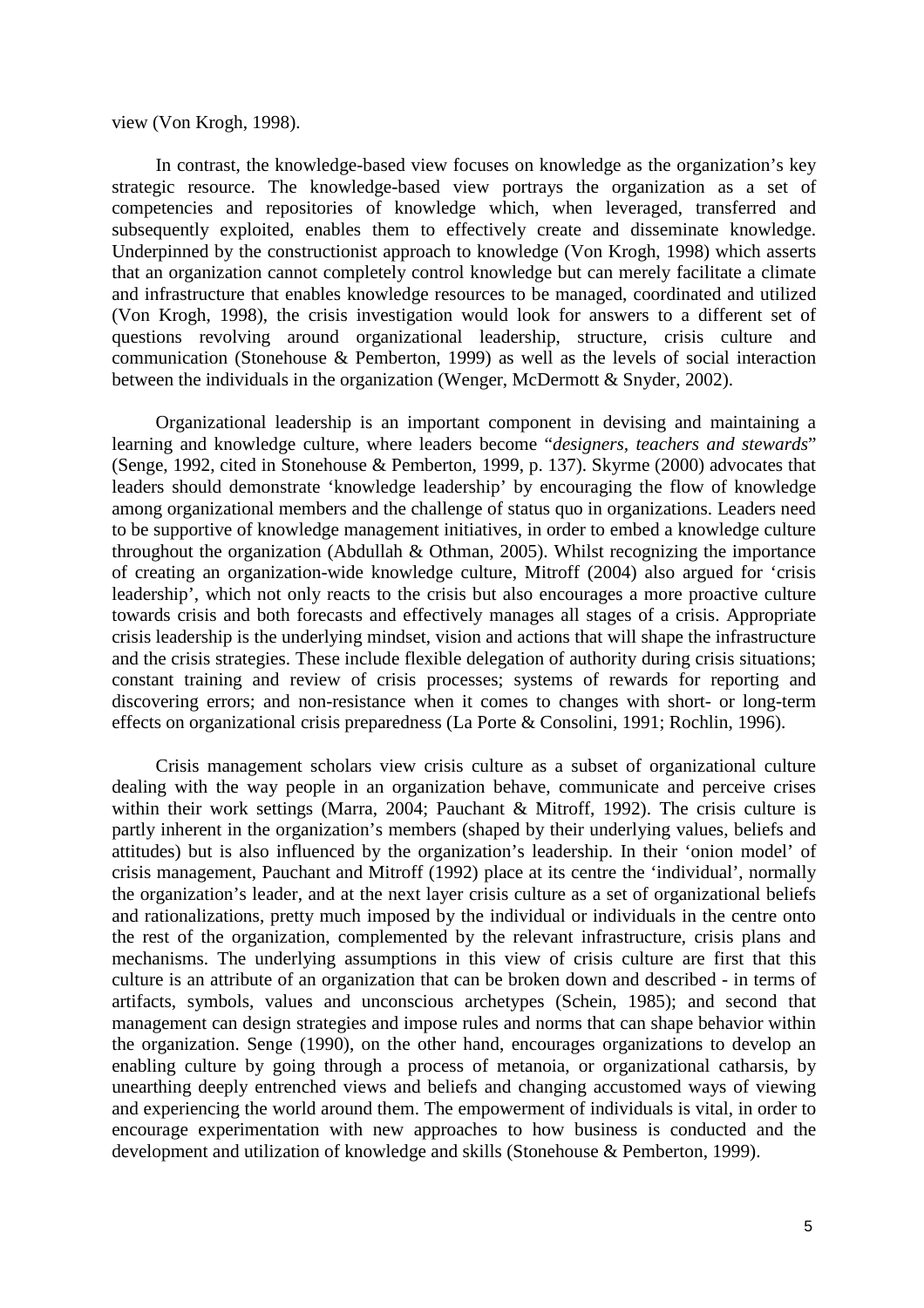view (Von Krogh, 1998).

In contrast, the knowledge-based view focuses on knowledge as the organization's key strategic resource. The knowledge-based view portrays the organization as a set of competencies and repositories of knowledge which, when leveraged, transferred and subsequently exploited, enables them to effectively create and disseminate knowledge. Underpinned by the constructionist approach to knowledge (Von Krogh, 1998) which asserts that an organization cannot completely control knowledge but can merely facilitate a climate and infrastructure that enables knowledge resources to be managed, coordinated and utilized (Von Krogh, 1998), the crisis investigation would look for answers to a different set of questions revolving around organizational leadership, structure, crisis culture and communication (Stonehouse & Pemberton, 1999) as well as the levels of social interaction between the individuals in the organization (Wenger, McDermott & Snyder, 2002).

Organizational leadership is an important component in devising and maintaining a learning and knowledge culture, where leaders become "*designers, teachers and stewards*" (Senge, 1992, cited in Stonehouse & Pemberton, 1999, p. 137). Skyrme (2000) advocates that leaders should demonstrate 'knowledge leadership' by encouraging the flow of knowledge among organizational members and the challenge of status quo in organizations. Leaders need to be supportive of knowledge management initiatives, in order to embed a knowledge culture throughout the organization (Abdullah & Othman, 2005). Whilst recognizing the importance of creating an organization-wide knowledge culture, Mitroff (2004) also argued for 'crisis leadership', which not only reacts to the crisis but also encourages a more proactive culture towards crisis and both forecasts and effectively manages all stages of a crisis. Appropriate crisis leadership is the underlying mindset, vision and actions that will shape the infrastructure and the crisis strategies. These include flexible delegation of authority during crisis situations; constant training and review of crisis processes; systems of rewards for reporting and discovering errors; and non-resistance when it comes to changes with short- or long-term effects on organizational crisis preparedness (La Porte & Consolini, 1991; Rochlin, 1996).

Crisis management scholars view crisis culture as a subset of organizational culture dealing with the way people in an organization behave, communicate and perceive crises within their work settings (Marra, 2004; Pauchant & Mitroff, 1992). The crisis culture is partly inherent in the organization's members (shaped by their underlying values, beliefs and attitudes) but is also influenced by the organization's leadership. In their 'onion model' of crisis management, Pauchant and Mitroff (1992) place at its centre the 'individual', normally the organization's leader, and at the next layer crisis culture as a set of organizational beliefs and rationalizations, pretty much imposed by the individual or individuals in the centre onto the rest of the organization, complemented by the relevant infrastructure, crisis plans and mechanisms. The underlying assumptions in this view of crisis culture are first that this culture is an attribute of an organization that can be broken down and described - in terms of artifacts, symbols, values and unconscious archetypes (Schein, 1985); and second that management can design strategies and impose rules and norms that can shape behavior within the organization. Senge (1990), on the other hand, encourages organizations to develop an enabling culture by going through a process of metanoia, or organizational catharsis, by unearthing deeply entrenched views and beliefs and changing accustomed ways of viewing and experiencing the world around them. The empowerment of individuals is vital, in order to encourage experimentation with new approaches to how business is conducted and the development and utilization of knowledge and skills (Stonehouse & Pemberton, 1999).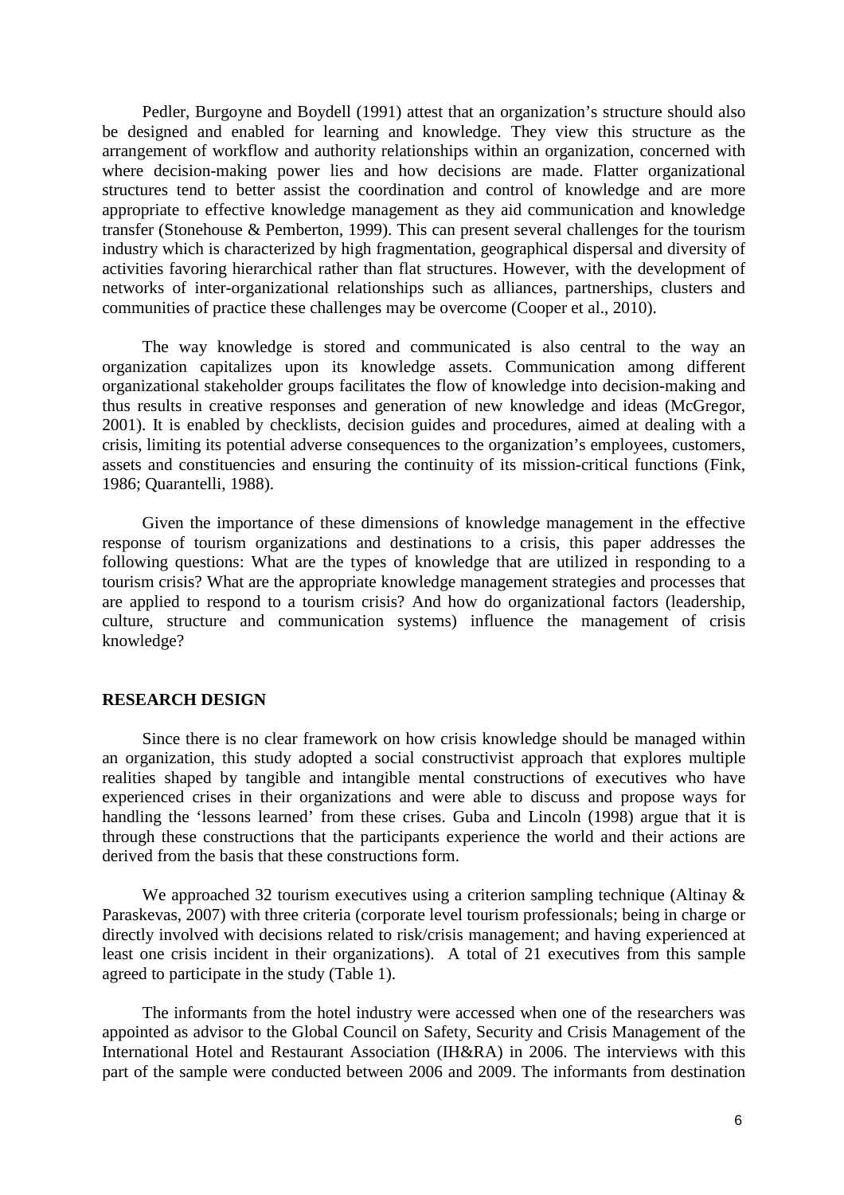Pedler, Burgoyne and Boydell (1991) attest that an organization's structure should also be designed and enabled for learning and knowledge. They view this structure as the arrangement of workflow and authority relationships within an organization, concerned with where decision-making power lies and how decisions are made. Flatter organizational structures tend to better assist the coordination and control of knowledge and are more appropriate to effective knowledge management as they aid communication and knowledge transfer (Stonehouse & Pemberton, 1999). This can present several challenges for the tourism industry which is characterized by high fragmentation, geographical dispersal and diversity of activities favoring hierarchical rather than flat structures. However, with the development of networks of inter-organizational relationships such as alliances, partnerships, clusters and communities of practice these challenges may be overcome (Cooper et al., 2010).

The way knowledge is stored and communicated is also central to the way an organization capitalizes upon its knowledge assets. Communication among different organizational stakeholder groups facilitates the flow of knowledge into decision-making and thus results in creative responses and generation of new knowledge and ideas (McGregor, 2001). It is enabled by checklists, decision guides and procedures, aimed at dealing with a crisis, limiting its potential adverse consequences to the organization's employees, customers, assets and constituencies and ensuring the continuity of its mission-critical functions (Fink, 1986; Quarantelli, 1988).

Given the importance of these dimensions of knowledge management in the effective response of tourism organizations and destinations to a crisis, this paper addresses the following questions: What are the types of knowledge that are utilized in responding to a tourism crisis? What are the appropriate knowledge management strategies and processes that are applied to respond to a tourism crisis? And how do organizational factors (leadership, culture, structure and communication systems) influence the management of crisis knowledge?

## RESEARCH DESIGN

Since there is no clear framework on how crisis knowledge should be managed within an organization, this study adopted a social constructivist approach that explores multiple realities shaped by tangible and intangible mental constructions of executives who have experienced crises in their organizations and were able to discuss and propose ways for handling the 'lessons learned' from these crises. Guba and Lincoln (1998) argue that it is through these constructions that the participants experience the world and their actions are derived from the basis that these constructions form.

We approached 32 tourism executives using a criterion sampling technique (Altinay & Paraskevas, 2007) with three criteria (corporate level tourism professionals; being in charge or directly involved with decisions related to risk/crisis management; and having experienced at least one crisis incident in their organizations). A total of 21 executives from this sample agreed to participate in the study (Table 1).

The informants from the hotel industry were accessed when one of the researchers was appointed as advisor to the Global Council on Safety, Security and Crisis Management of the International Hotel and Restaurant Association (IH&RA) in 2006. The interviews with this part of the sample were conducted between 2006 and 2009. The informants from destination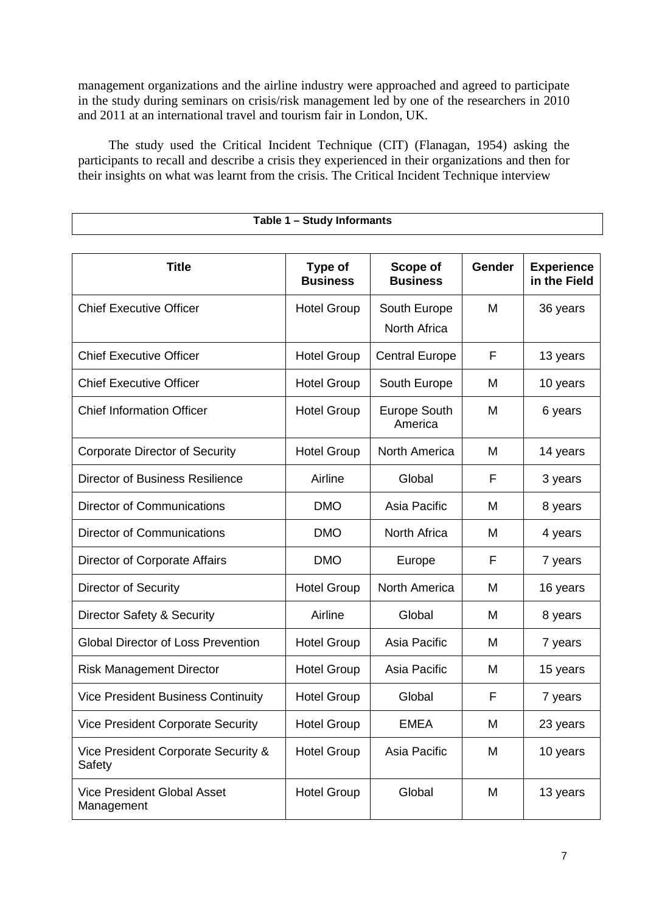management organizations and the airline industry were approached and agreed to participate in the study during seminars on crisis/risk management led by one of the researchers in 2010 and 2011 at an international travel and tourism fair in London, UK.

The study used the Critical Incident Technique (CIT) (Flanagan, 1954) asking the participants to recall and describe a crisis they experienced in their organizations and then for their insights on what was learnt from the crisis. The Critical Incident Technique interview

**Table 1 – Study Informants**

| Title | Type of Business | Scope of Business | Gender | Experience in the Field |
|---|---|---|---|---|
| Chief Executive Officer | Hotel Group | South Europe North Africa | M | 36 years |
| Chief Executive Officer | Hotel Group | Central Europe | F | 13 years |
| Chief Executive Officer | Hotel Group | South Europe | M | 10 years |
| Chief Information Officer | Hotel Group | Europe South America | M | 6 years |
| Corporate Director of Security | Hotel Group | North America | M | 14 years |
| Director of Business Resilience | Airline | Global | F | 3 years |
| Director of Communications | DMO | Asia Pacific | M | 8 years |
| Director of Communications | DMO | North Africa | M | 4 years |
| Director of Corporate Affairs | DMO | Europe | F | 7 years |
| Director of Security | Hotel Group | North America | M | 16 years |
| Director Safety & Security | Airline | Global | M | 8 years |
| Global Director of Loss Prevention | Hotel Group | Asia Pacific | M | 7 years |
| Risk Management Director | Hotel Group | Asia Pacific | M | 15 years |
| Vice President Business Continuity | Hotel Group | Global | F | 7 years |
| Vice President Corporate Security | Hotel Group | EMEA | M | 23 years |
| Vice President Corporate Security & Safety | Hotel Group | Asia Pacific | M | 10 years |
| Vice President Global Asset Management | Hotel Group | Global | M | 13 years |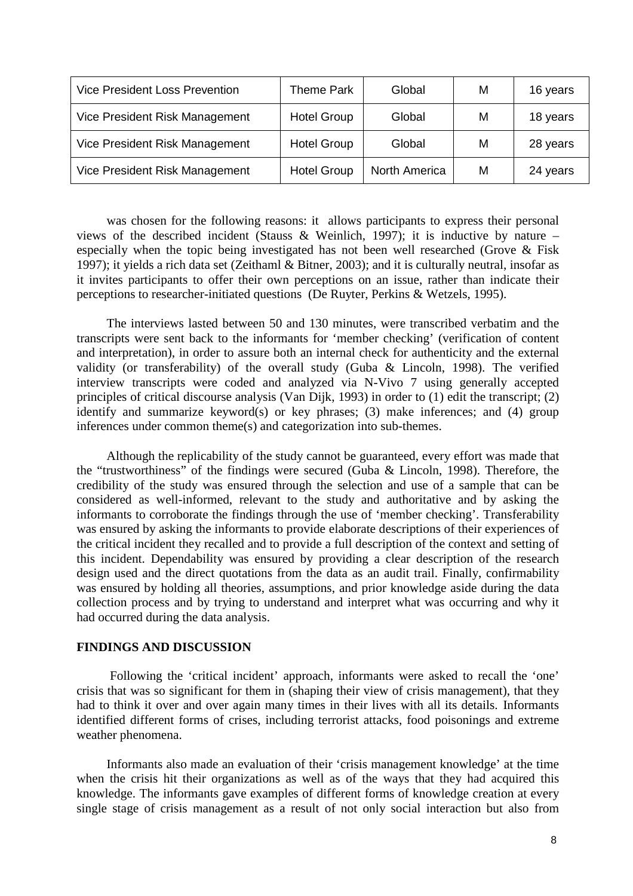| | | | | |
|---|---|---|---|---|
| Vice President Loss Prevention | Theme Park | Global | M | 16 years |
| Vice President Risk Management | Hotel Group | Global | M | 18 years |
| Vice President Risk Management | Hotel Group | Global | M | 28 years |
| Vice President Risk Management | Hotel Group | North America | M | 24 years |

was chosen for the following reasons: it allows participants to express their personal views of the described incident (Stauss & Weinlich, 1997); it is inductive by nature – especially when the topic being investigated has not been well researched (Grove & Fisk 1997); it yields a rich data set (Zeithaml & Bitner, 2003); and it is culturally neutral, insofar as it invites participants to offer their own perceptions on an issue, rather than indicate their perceptions to researcher-initiated questions (De Ruyter, Perkins & Wetzels, 1995).

The interviews lasted between 50 and 130 minutes, were transcribed verbatim and the transcripts were sent back to the informants for 'member checking' (verification of content and interpretation), in order to assure both an internal check for authenticity and the external validity (or transferability) of the overall study (Guba & Lincoln, 1998). The verified interview transcripts were coded and analyzed via N-Vivo 7 using generally accepted principles of critical discourse analysis (Van Dijk, 1993) in order to (1) edit the transcript; (2) identify and summarize keyword(s) or key phrases; (3) make inferences; and (4) group inferences under common theme(s) and categorization into sub-themes.

Although the replicability of the study cannot be guaranteed, every effort was made that the "trustworthiness" of the findings were secured (Guba & Lincoln, 1998). Therefore, the credibility of the study was ensured through the selection and use of a sample that can be considered as well-informed, relevant to the study and authoritative and by asking the informants to corroborate the findings through the use of 'member checking'. Transferability was ensured by asking the informants to provide elaborate descriptions of their experiences of the critical incident they recalled and to provide a full description of the context and setting of this incident. Dependability was ensured by providing a clear description of the research design used and the direct quotations from the data as an audit trail. Finally, confirmability was ensured by holding all theories, assumptions, and prior knowledge aside during the data collection process and by trying to understand and interpret what was occurring and why it had occurred during the data analysis.

## FINDINGS AND DISCUSSION

Following the 'critical incident' approach, informants were asked to recall the 'one' crisis that was so significant for them in (shaping their view of crisis management), that they had to think it over and over again many times in their lives with all its details. Informants identified different forms of crises, including terrorist attacks, food poisonings and extreme weather phenomena.

Informants also made an evaluation of their 'crisis management knowledge' at the time when the crisis hit their organizations as well as of the ways that they had acquired this knowledge. The informants gave examples of different forms of knowledge creation at every single stage of crisis management as a result of not only social interaction but also from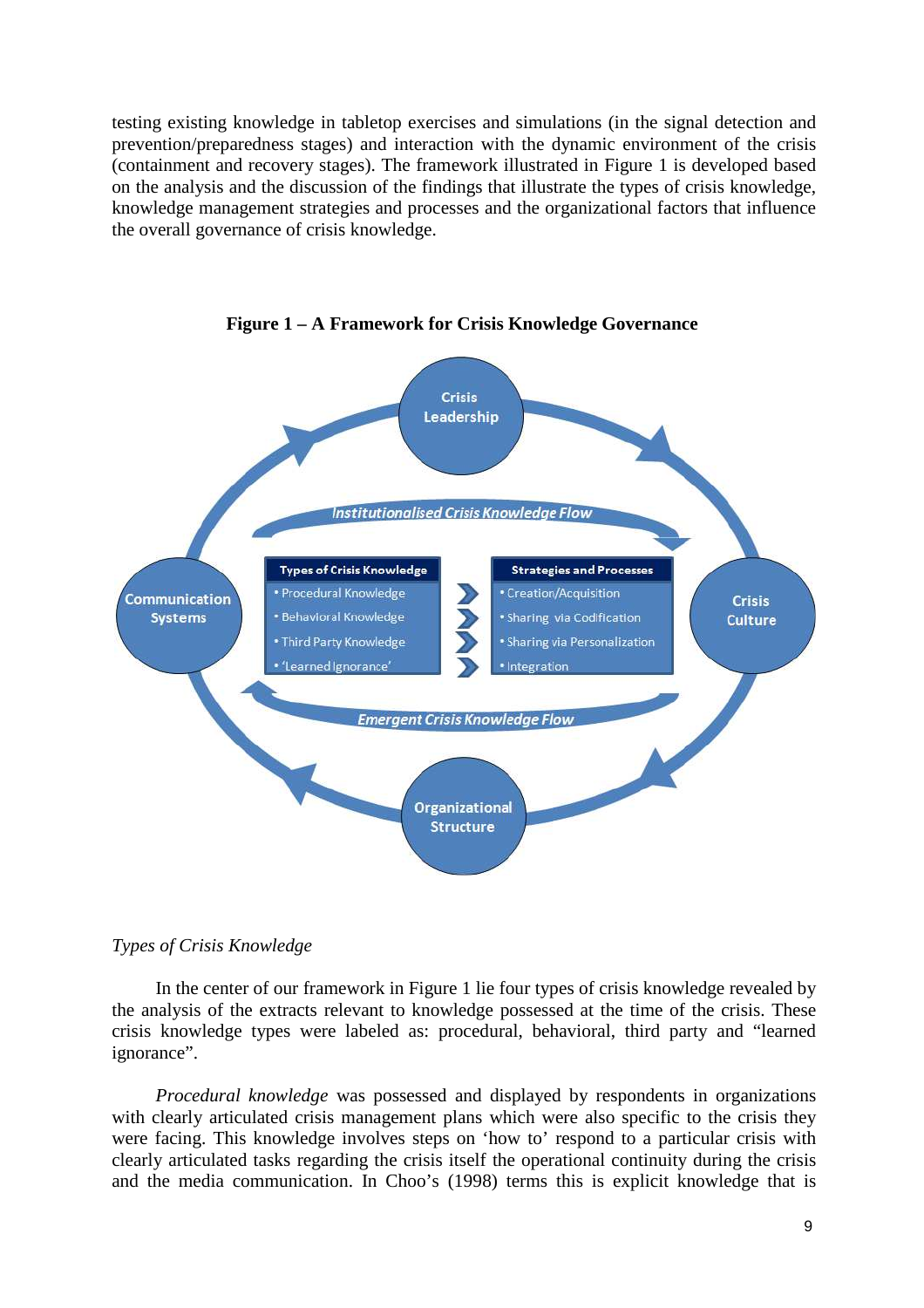testing existing knowledge in tabletop exercises and simulations (in the signal detection and prevention/preparedness stages) and interaction with the dynamic environment of the crisis (containment and recovery stages). The framework illustrated in Figure 1 is developed based on the analysis and the discussion of the findings that illustrate the types of crisis knowledge, knowledge management strategies and processes and the organizational factors that influence the overall governance of crisis knowledge.

**Figure 1 – A Framework for Crisis Knowledge Governance**

Crisis Leadership

Institutionalised Crisis Knowledge Flow

Communication Systems

Types of Crisis Knowledge
- Procedural Knowledge
- Behavioral Knowledge
- Third Party Knowledge
- 'Learned Ignorance'

Strategies and Processes
- Creation/Acquisition
- Sharing via Codification
- Sharing via Personalization
- Integration

Crisis Culture

Emergent Crisis Knowledge Flow

Organizational Structure

*Types of Crisis Knowledge*

In the center of our framework in Figure 1 lie four types of crisis knowledge revealed by the analysis of the extracts relevant to knowledge possessed at the time of the crisis. These crisis knowledge types were labeled as: procedural, behavioral, third party and "learned ignorance".

*Procedural knowledge* was possessed and displayed by respondents in organizations with clearly articulated crisis management plans which were also specific to the crisis they were facing. This knowledge involves steps on 'how to' respond to a particular crisis with clearly articulated tasks regarding the crisis itself the operational continuity during the crisis and the media communication. In Choo's (1998) terms this is explicit knowledge that is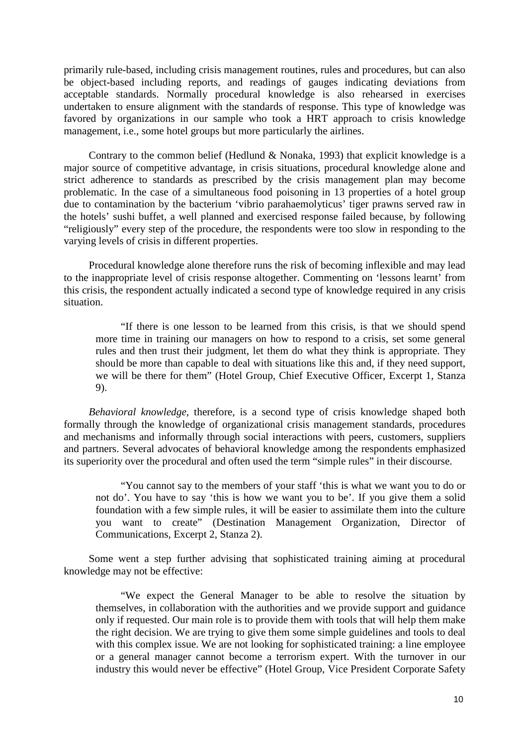primarily rule-based, including crisis management routines, rules and procedures, but can also be object-based including reports, and readings of gauges indicating deviations from acceptable standards. Normally procedural knowledge is also rehearsed in exercises undertaken to ensure alignment with the standards of response. This type of knowledge was favored by organizations in our sample who took a HRT approach to crisis knowledge management, i.e., some hotel groups but more particularly the airlines.

Contrary to the common belief (Hedlund & Nonaka, 1993) that explicit knowledge is a major source of competitive advantage, in crisis situations, procedural knowledge alone and strict adherence to standards as prescribed by the crisis management plan may become problematic. In the case of a simultaneous food poisoning in 13 properties of a hotel group due to contamination by the bacterium 'vibrio parahaemolyticus' tiger prawns served raw in the hotels' sushi buffet, a well planned and exercised response failed because, by following "religiously" every step of the procedure, the respondents were too slow in responding to the varying levels of crisis in different properties.

Procedural knowledge alone therefore runs the risk of becoming inflexible and may lead to the inappropriate level of crisis response altogether. Commenting on 'lessons learnt' from this crisis, the respondent actually indicated a second type of knowledge required in any crisis situation.

> "If there is one lesson to be learned from this crisis, is that we should spend more time in training our managers on how to respond to a crisis, set some general rules and then trust their judgment, let them do what they think is appropriate. They should be more than capable to deal with situations like this and, if they need support, we will be there for them" (Hotel Group, Chief Executive Officer, Excerpt 1, Stanza 9).

*Behavioral knowledge,* therefore, is a second type of crisis knowledge shaped both formally through the knowledge of organizational crisis management standards, procedures and mechanisms and informally through social interactions with peers, customers, suppliers and partners. Several advocates of behavioral knowledge among the respondents emphasized its superiority over the procedural and often used the term "simple rules" in their discourse.

> "You cannot say to the members of your staff 'this is what we want you to do or not do'. You have to say 'this is how we want you to be'. If you give them a solid foundation with a few simple rules, it will be easier to assimilate them into the culture you want to create" (Destination Management Organization, Director of Communications, Excerpt 2, Stanza 2).

Some went a step further advising that sophisticated training aiming at procedural knowledge may not be effective:

> "We expect the General Manager to be able to resolve the situation by themselves, in collaboration with the authorities and we provide support and guidance only if requested. Our main role is to provide them with tools that will help them make the right decision. We are trying to give them some simple guidelines and tools to deal with this complex issue. We are not looking for sophisticated training: a line employee or a general manager cannot become a terrorism expert. With the turnover in our industry this would never be effective" (Hotel Group, Vice President Corporate Safety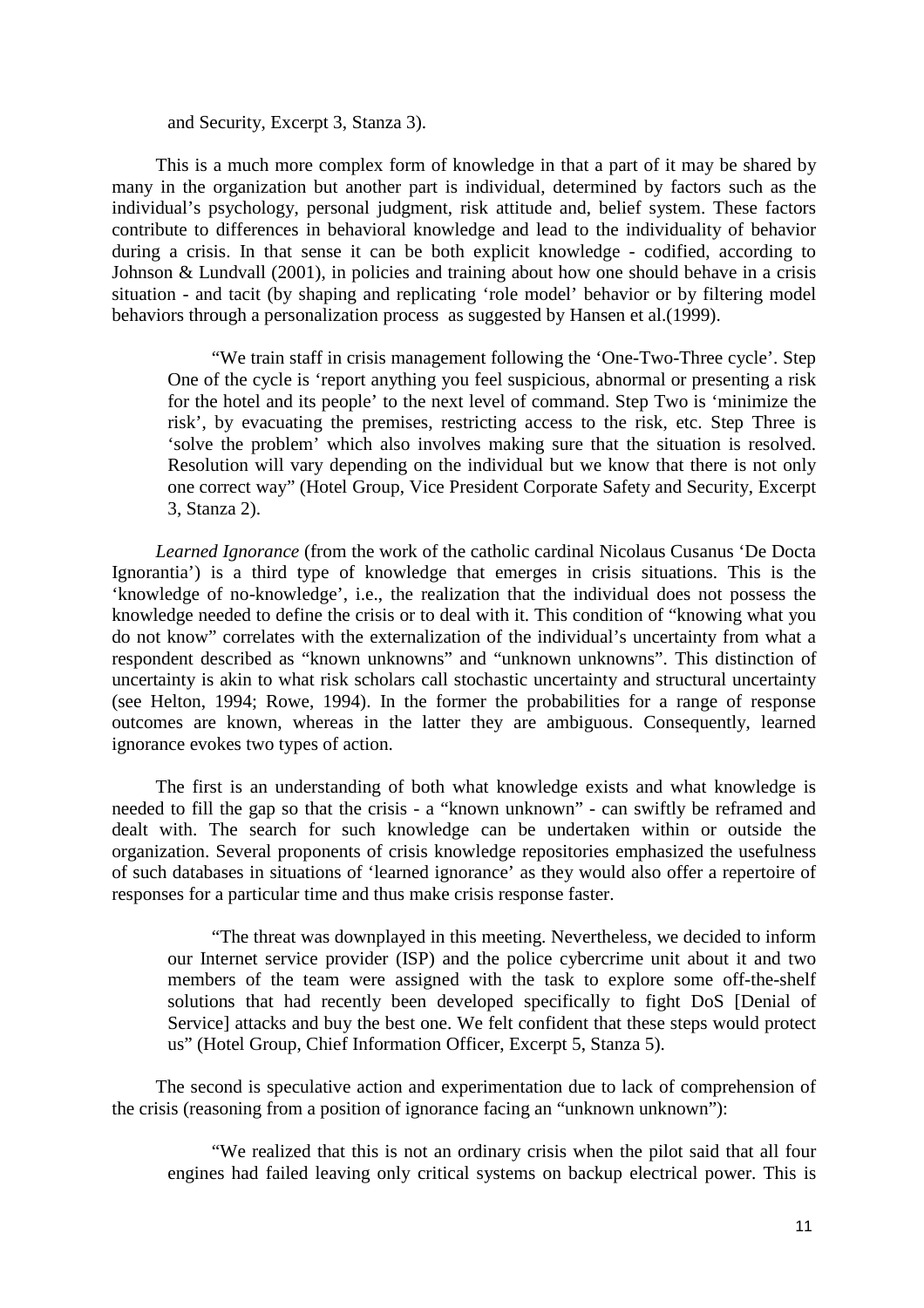and Security, Excerpt 3, Stanza 3).

This is a much more complex form of knowledge in that a part of it may be shared by many in the organization but another part is individual, determined by factors such as the individual's psychology, personal judgment, risk attitude and, belief system. These factors contribute to differences in behavioral knowledge and lead to the individuality of behavior during a crisis. In that sense it can be both explicit knowledge - codified, according to Johnson & Lundvall (2001), in policies and training about how one should behave in a crisis situation - and tacit (by shaping and replicating 'role model' behavior or by filtering model behaviors through a personalization process as suggested by Hansen et al.(1999).

> "We train staff in crisis management following the 'One-Two-Three cycle'. Step One of the cycle is 'report anything you feel suspicious, abnormal or presenting a risk for the hotel and its people' to the next level of command. Step Two is 'minimize the risk', by evacuating the premises, restricting access to the risk, etc. Step Three is 'solve the problem' which also involves making sure that the situation is resolved. Resolution will vary depending on the individual but we know that there is not only one correct way" (Hotel Group, Vice President Corporate Safety and Security, Excerpt 3, Stanza 2).

*Learned Ignorance* (from the work of the catholic cardinal Nicolaus Cusanus 'De Docta Ignorantia') is a third type of knowledge that emerges in crisis situations. This is the 'knowledge of no-knowledge', i.e., the realization that the individual does not possess the knowledge needed to define the crisis or to deal with it. This condition of "knowing what you do not know" correlates with the externalization of the individual's uncertainty from what a respondent described as "known unknowns" and "unknown unknowns". This distinction of uncertainty is akin to what risk scholars call stochastic uncertainty and structural uncertainty (see Helton, 1994; Rowe, 1994). In the former the probabilities for a range of response outcomes are known, whereas in the latter they are ambiguous. Consequently, learned ignorance evokes two types of action.

The first is an understanding of both what knowledge exists and what knowledge is needed to fill the gap so that the crisis - a "known unknown" - can swiftly be reframed and dealt with. The search for such knowledge can be undertaken within or outside the organization. Several proponents of crisis knowledge repositories emphasized the usefulness of such databases in situations of 'learned ignorance' as they would also offer a repertoire of responses for a particular time and thus make crisis response faster.

> "The threat was downplayed in this meeting. Nevertheless, we decided to inform our Internet service provider (ISP) and the police cybercrime unit about it and two members of the team were assigned with the task to explore some off-the-shelf solutions that had recently been developed specifically to fight DoS [Denial of Service] attacks and buy the best one. We felt confident that these steps would protect us" (Hotel Group, Chief Information Officer, Excerpt 5, Stanza 5).

The second is speculative action and experimentation due to lack of comprehension of the crisis (reasoning from a position of ignorance facing an "unknown unknown"):

> "We realized that this is not an ordinary crisis when the pilot said that all four engines had failed leaving only critical systems on backup electrical power. This is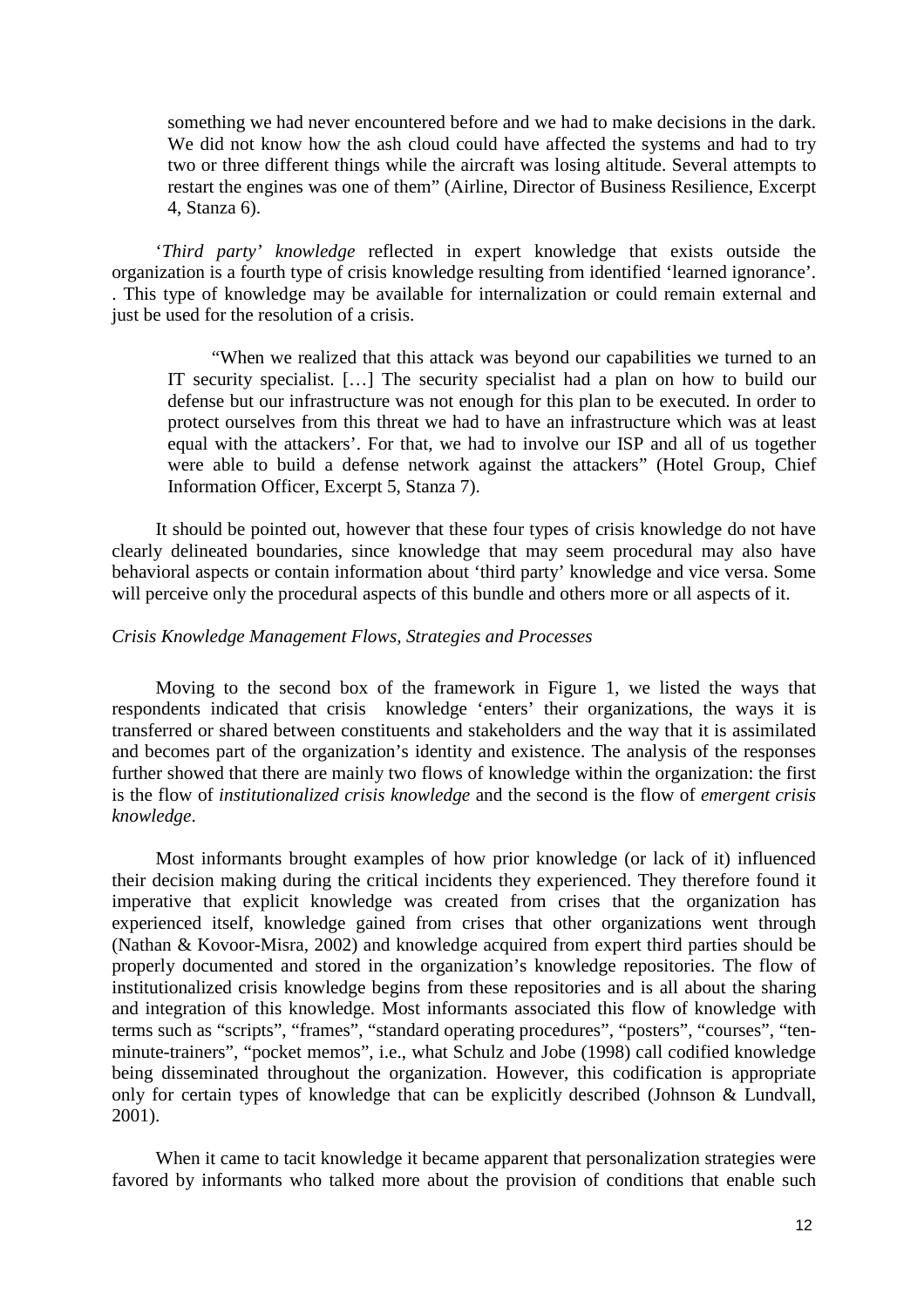> something we had never encountered before and we had to make decisions in the dark. We did not know how the ash cloud could have affected the systems and had to try two or three different things while the aircraft was losing altitude. Several attempts to restart the engines was one of them" (Airline, Director of Business Resilience, Excerpt 4, Stanza 6).

'*Third party' knowledge* reflected in expert knowledge that exists outside the organization is a fourth type of crisis knowledge resulting from identified 'learned ignorance'. . This type of knowledge may be available for internalization or could remain external and just be used for the resolution of a crisis.

> "When we realized that this attack was beyond our capabilities we turned to an IT security specialist. […] The security specialist had a plan on how to build our defense but our infrastructure was not enough for this plan to be executed. In order to protect ourselves from this threat we had to have an infrastructure which was at least equal with the attackers'. For that, we had to involve our ISP and all of us together were able to build a defense network against the attackers" (Hotel Group, Chief Information Officer, Excerpt 5, Stanza 7).

It should be pointed out, however that these four types of crisis knowledge do not have clearly delineated boundaries, since knowledge that may seem procedural may also have behavioral aspects or contain information about 'third party' knowledge and vice versa. Some will perceive only the procedural aspects of this bundle and others more or all aspects of it.

*Crisis Knowledge Management Flows, Strategies and Processes*

Moving to the second box of the framework in Figure 1, we listed the ways that respondents indicated that crisis knowledge 'enters' their organizations, the ways it is transferred or shared between constituents and stakeholders and the way that it is assimilated and becomes part of the organization's identity and existence. The analysis of the responses further showed that there are mainly two flows of knowledge within the organization: the first is the flow of *institutionalized crisis knowledge* and the second is the flow of *emergent crisis knowledge*.

Most informants brought examples of how prior knowledge (or lack of it) influenced their decision making during the critical incidents they experienced. They therefore found it imperative that explicit knowledge was created from crises that the organization has experienced itself, knowledge gained from crises that other organizations went through (Nathan & Kovoor-Misra, 2002) and knowledge acquired from expert third parties should be properly documented and stored in the organization's knowledge repositories. The flow of institutionalized crisis knowledge begins from these repositories and is all about the sharing and integration of this knowledge. Most informants associated this flow of knowledge with terms such as "scripts", "frames", "standard operating procedures", "posters", "courses", "ten-minute-trainers", "pocket memos", i.e., what Schulz and Jobe (1998) call codified knowledge being disseminated throughout the organization. However, this codification is appropriate only for certain types of knowledge that can be explicitly described (Johnson & Lundvall, 2001).

When it came to tacit knowledge it became apparent that personalization strategies were favored by informants who talked more about the provision of conditions that enable such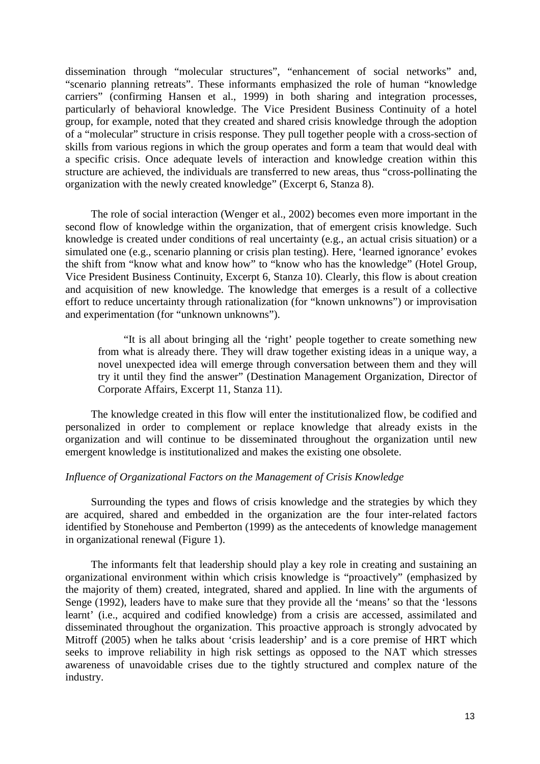dissemination through "molecular structures", "enhancement of social networks" and, "scenario planning retreats". These informants emphasized the role of human "knowledge carriers" (confirming Hansen et al., 1999) in both sharing and integration processes, particularly of behavioral knowledge. The Vice President Business Continuity of a hotel group, for example, noted that they created and shared crisis knowledge through the adoption of a "molecular" structure in crisis response. They pull together people with a cross-section of skills from various regions in which the group operates and form a team that would deal with a specific crisis. Once adequate levels of interaction and knowledge creation within this structure are achieved, the individuals are transferred to new areas, thus "cross-pollinating the organization with the newly created knowledge" (Excerpt 6, Stanza 8).

The role of social interaction (Wenger et al., 2002) becomes even more important in the second flow of knowledge within the organization, that of emergent crisis knowledge. Such knowledge is created under conditions of real uncertainty (e.g., an actual crisis situation) or a simulated one (e.g., scenario planning or crisis plan testing). Here, 'learned ignorance' evokes the shift from "know what and know how" to "know who has the knowledge" (Hotel Group, Vice President Business Continuity, Excerpt 6, Stanza 10). Clearly, this flow is about creation and acquisition of new knowledge. The knowledge that emerges is a result of a collective effort to reduce uncertainty through rationalization (for "known unknowns") or improvisation and experimentation (for "unknown unknowns").

> "It is all about bringing all the 'right' people together to create something new from what is already there. They will draw together existing ideas in a unique way, a novel unexpected idea will emerge through conversation between them and they will try it until they find the answer" (Destination Management Organization, Director of Corporate Affairs, Excerpt 11, Stanza 11).

The knowledge created in this flow will enter the institutionalized flow, be codified and personalized in order to complement or replace knowledge that already exists in the organization and will continue to be disseminated throughout the organization until new emergent knowledge is institutionalized and makes the existing one obsolete.

### *Influence of Organizational Factors on the Management of Crisis Knowledge*

Surrounding the types and flows of crisis knowledge and the strategies by which they are acquired, shared and embedded in the organization are the four inter-related factors identified by Stonehouse and Pemberton (1999) as the antecedents of knowledge management in organizational renewal (Figure 1).

The informants felt that leadership should play a key role in creating and sustaining an organizational environment within which crisis knowledge is "proactively" (emphasized by the majority of them) created, integrated, shared and applied. In line with the arguments of Senge (1992), leaders have to make sure that they provide all the 'means' so that the 'lessons learnt' (i.e., acquired and codified knowledge) from a crisis are accessed, assimilated and disseminated throughout the organization. This proactive approach is strongly advocated by Mitroff (2005) when he talks about 'crisis leadership' and is a core premise of HRT which seeks to improve reliability in high risk settings as opposed to the NAT which stresses awareness of unavoidable crises due to the tightly structured and complex nature of the industry.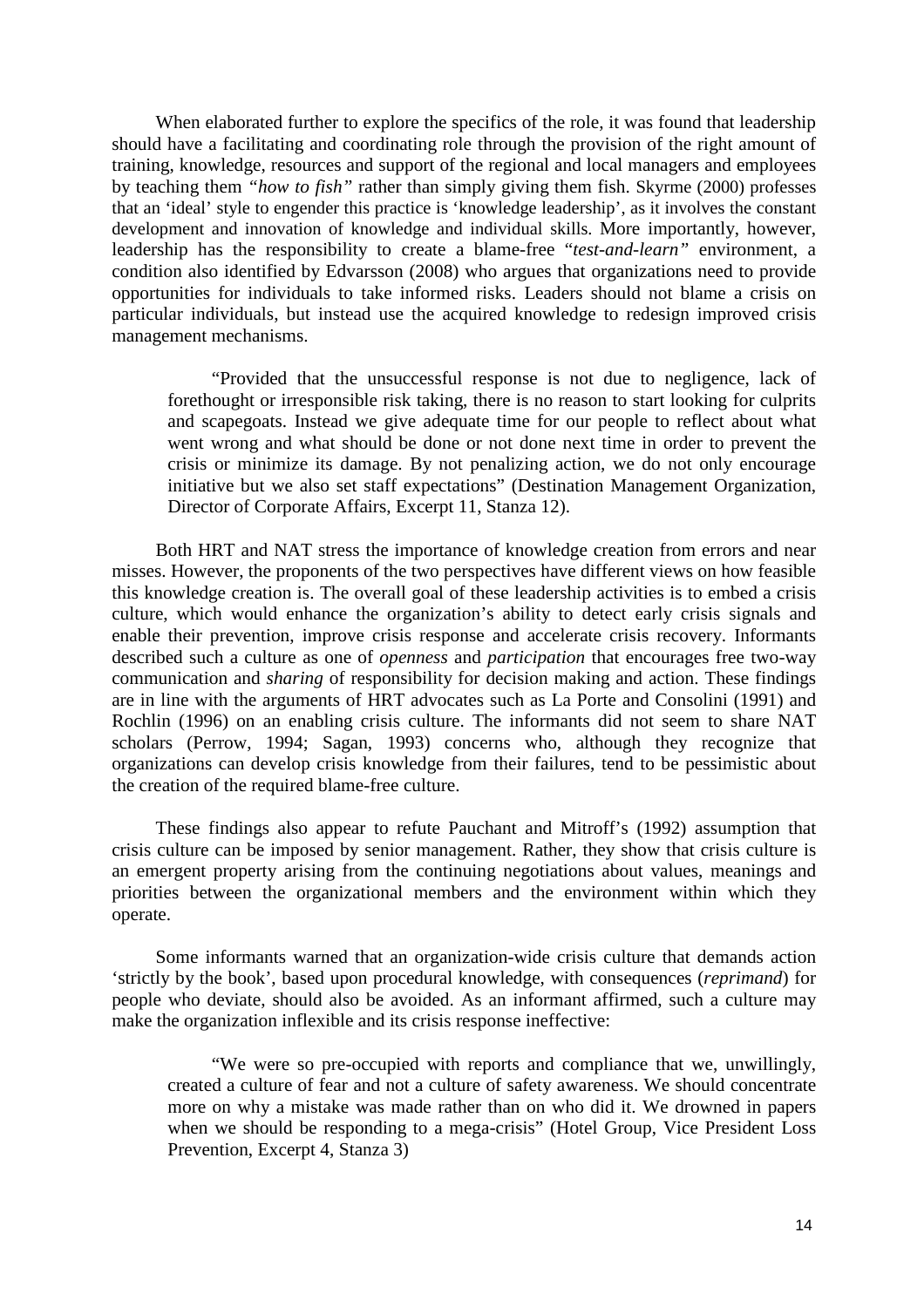When elaborated further to explore the specifics of the role, it was found that leadership should have a facilitating and coordinating role through the provision of the right amount of training, knowledge, resources and support of the regional and local managers and employees by teaching them *"how to fish"* rather than simply giving them fish. Skyrme (2000) professes that an 'ideal' style to engender this practice is 'knowledge leadership', as it involves the constant development and innovation of knowledge and individual skills. More importantly, however, leadership has the responsibility to create a blame-free "*test-and-learn"* environment, a condition also identified by Edvarsson (2008) who argues that organizations need to provide opportunities for individuals to take informed risks. Leaders should not blame a crisis on particular individuals, but instead use the acquired knowledge to redesign improved crisis management mechanisms.

> "Provided that the unsuccessful response is not due to negligence, lack of forethought or irresponsible risk taking, there is no reason to start looking for culprits and scapegoats. Instead we give adequate time for our people to reflect about what went wrong and what should be done or not done next time in order to prevent the crisis or minimize its damage. By not penalizing action, we do not only encourage initiative but we also set staff expectations" (Destination Management Organization, Director of Corporate Affairs, Excerpt 11, Stanza 12).

Both HRT and NAT stress the importance of knowledge creation from errors and near misses. However, the proponents of the two perspectives have different views on how feasible this knowledge creation is. The overall goal of these leadership activities is to embed a crisis culture, which would enhance the organization's ability to detect early crisis signals and enable their prevention, improve crisis response and accelerate crisis recovery. Informants described such a culture as one of *openness* and *participation* that encourages free two-way communication and *sharing* of responsibility for decision making and action. These findings are in line with the arguments of HRT advocates such as La Porte and Consolini (1991) and Rochlin (1996) on an enabling crisis culture. The informants did not seem to share NAT scholars (Perrow, 1994; Sagan, 1993) concerns who, although they recognize that organizations can develop crisis knowledge from their failures, tend to be pessimistic about the creation of the required blame-free culture.

These findings also appear to refute Pauchant and Mitroff's (1992) assumption that crisis culture can be imposed by senior management. Rather, they show that crisis culture is an emergent property arising from the continuing negotiations about values, meanings and priorities between the organizational members and the environment within which they operate.

Some informants warned that an organization-wide crisis culture that demands action 'strictly by the book', based upon procedural knowledge, with consequences (*reprimand*) for people who deviate, should also be avoided. As an informant affirmed, such a culture may make the organization inflexible and its crisis response ineffective:

> "We were so pre-occupied with reports and compliance that we, unwillingly, created a culture of fear and not a culture of safety awareness. We should concentrate more on why a mistake was made rather than on who did it. We drowned in papers when we should be responding to a mega-crisis" (Hotel Group, Vice President Loss Prevention, Excerpt 4, Stanza 3)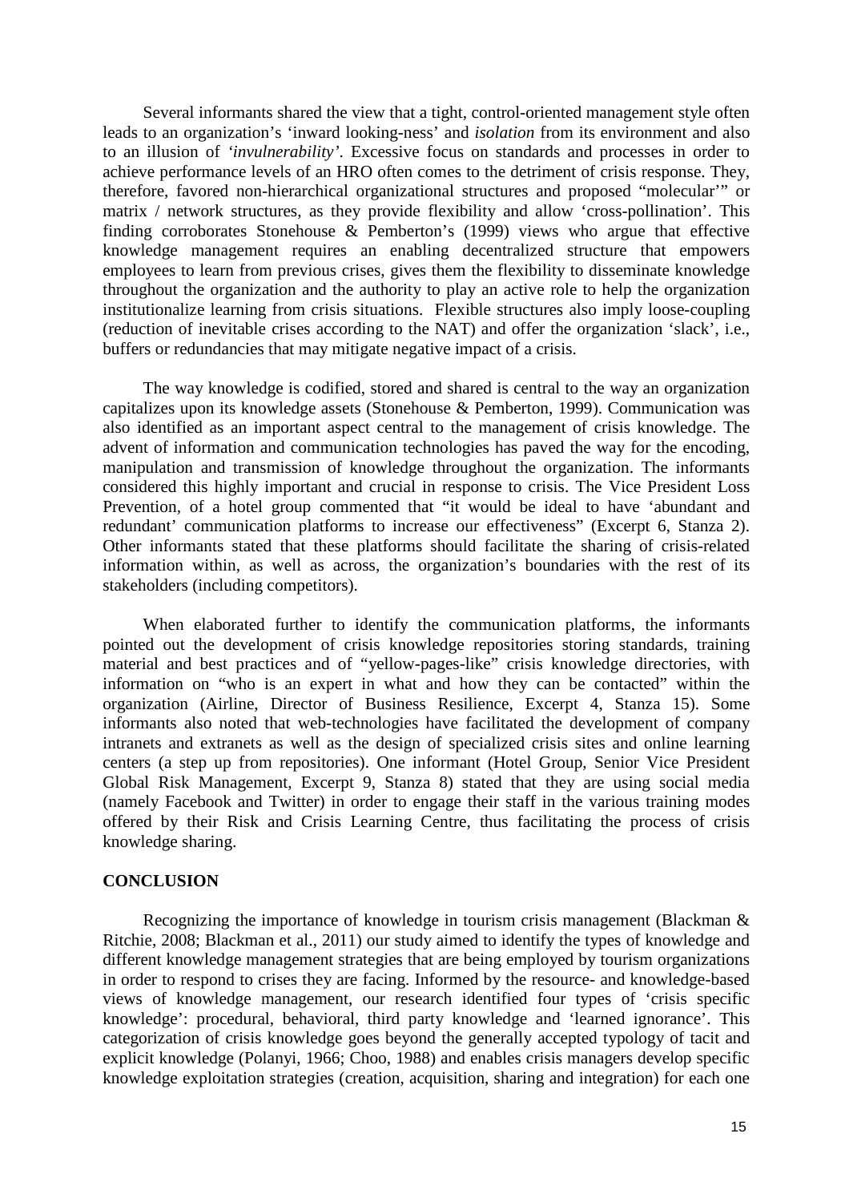Several informants shared the view that a tight, control-oriented management style often leads to an organization's 'inward looking-ness' and *isolation* from its environment and also to an illusion of *'invulnerability'*. Excessive focus on standards and processes in order to achieve performance levels of an HRO often comes to the detriment of crisis response. They, therefore, favored non-hierarchical organizational structures and proposed "molecular'" or matrix / network structures, as they provide flexibility and allow 'cross-pollination'. This finding corroborates Stonehouse & Pemberton's (1999) views who argue that effective knowledge management requires an enabling decentralized structure that empowers employees to learn from previous crises, gives them the flexibility to disseminate knowledge throughout the organization and the authority to play an active role to help the organization institutionalize learning from crisis situations. Flexible structures also imply loose-coupling (reduction of inevitable crises according to the NAT) and offer the organization 'slack', i.e., buffers or redundancies that may mitigate negative impact of a crisis.

The way knowledge is codified, stored and shared is central to the way an organization capitalizes upon its knowledge assets (Stonehouse & Pemberton, 1999). Communication was also identified as an important aspect central to the management of crisis knowledge. The advent of information and communication technologies has paved the way for the encoding, manipulation and transmission of knowledge throughout the organization. The informants considered this highly important and crucial in response to crisis. The Vice President Loss Prevention, of a hotel group commented that "it would be ideal to have 'abundant and redundant' communication platforms to increase our effectiveness" (Excerpt 6, Stanza 2). Other informants stated that these platforms should facilitate the sharing of crisis-related information within, as well as across, the organization's boundaries with the rest of its stakeholders (including competitors).

When elaborated further to identify the communication platforms, the informants pointed out the development of crisis knowledge repositories storing standards, training material and best practices and of "yellow-pages-like" crisis knowledge directories, with information on "who is an expert in what and how they can be contacted" within the organization (Airline, Director of Business Resilience, Excerpt 4, Stanza 15). Some informants also noted that web-technologies have facilitated the development of company intranets and extranets as well as the design of specialized crisis sites and online learning centers (a step up from repositories). One informant (Hotel Group, Senior Vice President Global Risk Management, Excerpt 9, Stanza 8) stated that they are using social media (namely Facebook and Twitter) in order to engage their staff in the various training modes offered by their Risk and Crisis Learning Centre, thus facilitating the process of crisis knowledge sharing.

## CONCLUSION

Recognizing the importance of knowledge in tourism crisis management (Blackman & Ritchie, 2008; Blackman et al., 2011) our study aimed to identify the types of knowledge and different knowledge management strategies that are being employed by tourism organizations in order to respond to crises they are facing. Informed by the resource- and knowledge-based views of knowledge management, our research identified four types of 'crisis specific knowledge': procedural, behavioral, third party knowledge and 'learned ignorance'. This categorization of crisis knowledge goes beyond the generally accepted typology of tacit and explicit knowledge (Polanyi, 1966; Choo, 1988) and enables crisis managers develop specific knowledge exploitation strategies (creation, acquisition, sharing and integration) for each one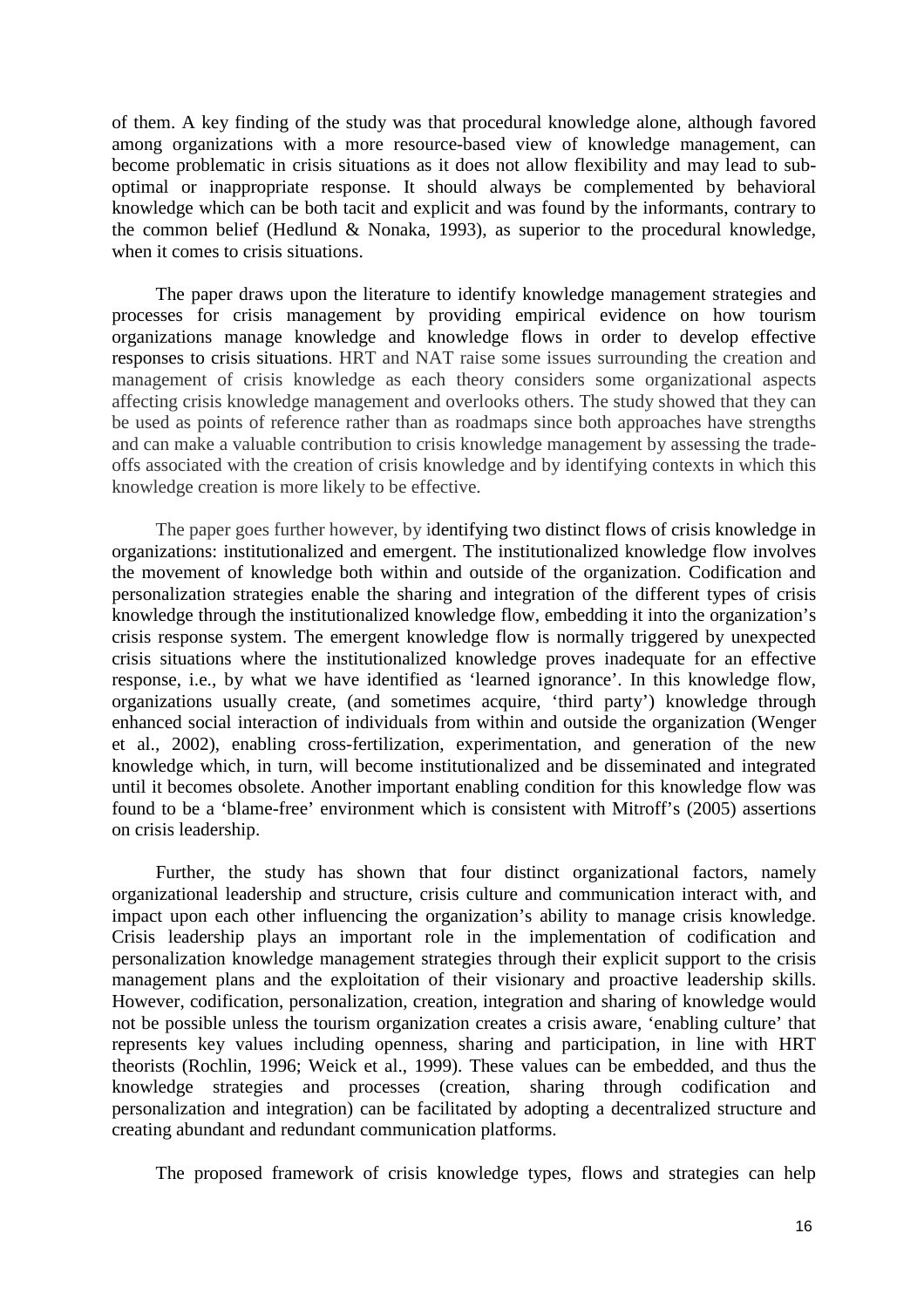of them. A key finding of the study was that procedural knowledge alone, although favored among organizations with a more resource-based view of knowledge management, can become problematic in crisis situations as it does not allow flexibility and may lead to sub-optimal or inappropriate response. It should always be complemented by behavioral knowledge which can be both tacit and explicit and was found by the informants, contrary to the common belief (Hedlund & Nonaka, 1993), as superior to the procedural knowledge, when it comes to crisis situations.

The paper draws upon the literature to identify knowledge management strategies and processes for crisis management by providing empirical evidence on how tourism organizations manage knowledge and knowledge flows in order to develop effective responses to crisis situations. HRT and NAT raise some issues surrounding the creation and management of crisis knowledge as each theory considers some organizational aspects affecting crisis knowledge management and overlooks others. The study showed that they can be used as points of reference rather than as roadmaps since both approaches have strengths and can make a valuable contribution to crisis knowledge management by assessing the trade-offs associated with the creation of crisis knowledge and by identifying contexts in which this knowledge creation is more likely to be effective.

The paper goes further however, by identifying two distinct flows of crisis knowledge in organizations: institutionalized and emergent. The institutionalized knowledge flow involves the movement of knowledge both within and outside of the organization. Codification and personalization strategies enable the sharing and integration of the different types of crisis knowledge through the institutionalized knowledge flow, embedding it into the organization's crisis response system. The emergent knowledge flow is normally triggered by unexpected crisis situations where the institutionalized knowledge proves inadequate for an effective response, i.e., by what we have identified as 'learned ignorance'. In this knowledge flow, organizations usually create, (and sometimes acquire, 'third party') knowledge through enhanced social interaction of individuals from within and outside the organization (Wenger et al., 2002), enabling cross-fertilization, experimentation, and generation of the new knowledge which, in turn, will become institutionalized and be disseminated and integrated until it becomes obsolete. Another important enabling condition for this knowledge flow was found to be a 'blame-free' environment which is consistent with Mitroff's (2005) assertions on crisis leadership.

Further, the study has shown that four distinct organizational factors, namely organizational leadership and structure, crisis culture and communication interact with, and impact upon each other influencing the organization's ability to manage crisis knowledge. Crisis leadership plays an important role in the implementation of codification and personalization knowledge management strategies through their explicit support to the crisis management plans and the exploitation of their visionary and proactive leadership skills. However, codification, personalization, creation, integration and sharing of knowledge would not be possible unless the tourism organization creates a crisis aware, 'enabling culture' that represents key values including openness, sharing and participation, in line with HRT theorists (Rochlin, 1996; Weick et al., 1999). These values can be embedded, and thus the knowledge strategies and processes (creation, sharing through codification and personalization and integration) can be facilitated by adopting a decentralized structure and creating abundant and redundant communication platforms.

The proposed framework of crisis knowledge types, flows and strategies can help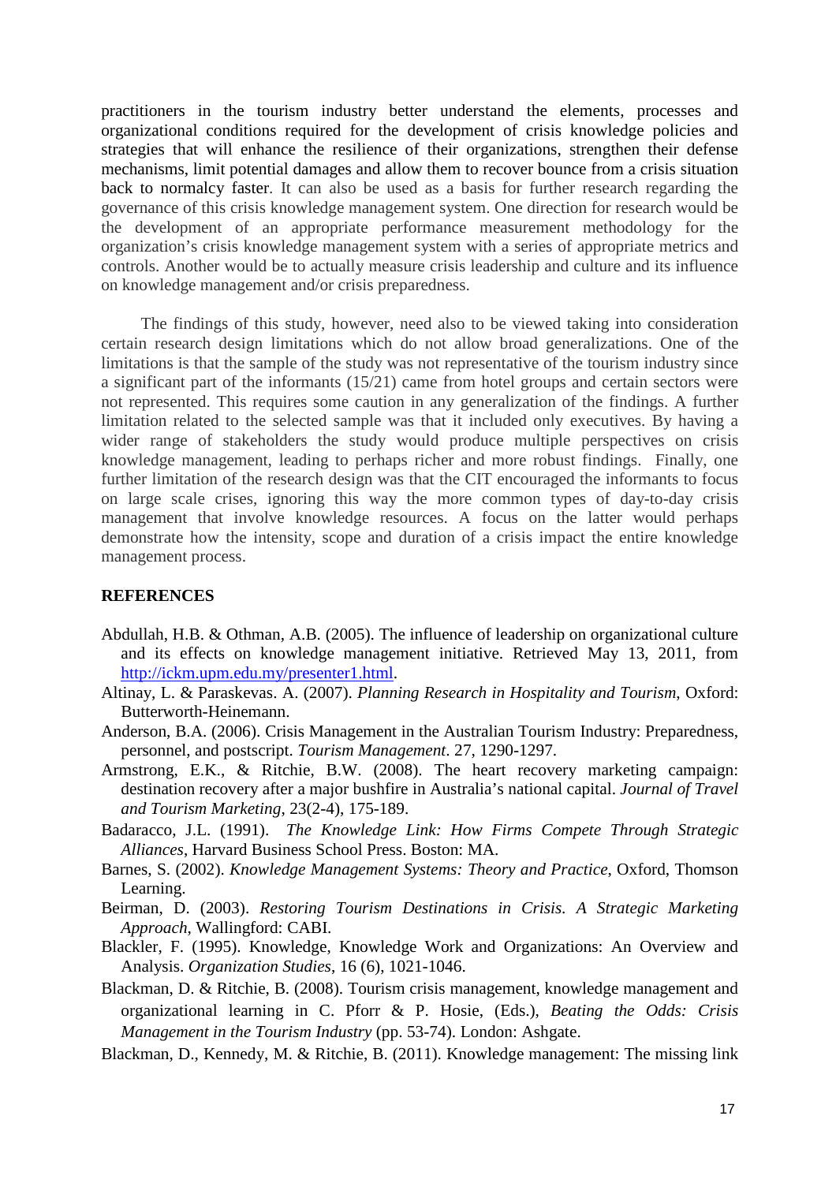practitioners in the tourism industry better understand the elements, processes and organizational conditions required for the development of crisis knowledge policies and strategies that will enhance the resilience of their organizations, strengthen their defense mechanisms, limit potential damages and allow them to recover bounce from a crisis situation back to normalcy faster. It can also be used as a basis for further research regarding the governance of this crisis knowledge management system. One direction for research would be the development of an appropriate performance measurement methodology for the organization's crisis knowledge management system with a series of appropriate metrics and controls. Another would be to actually measure crisis leadership and culture and its influence on knowledge management and/or crisis preparedness.

The findings of this study, however, need also to be viewed taking into consideration certain research design limitations which do not allow broad generalizations. One of the limitations is that the sample of the study was not representative of the tourism industry since a significant part of the informants (15/21) came from hotel groups and certain sectors were not represented. This requires some caution in any generalization of the findings. A further limitation related to the selected sample was that it included only executives. By having a wider range of stakeholders the study would produce multiple perspectives on crisis knowledge management, leading to perhaps richer and more robust findings. Finally, one further limitation of the research design was that the CIT encouraged the informants to focus on large scale crises, ignoring this way the more common types of day-to-day crisis management that involve knowledge resources. A focus on the latter would perhaps demonstrate how the intensity, scope and duration of a crisis impact the entire knowledge management process.

## REFERENCES

Abdullah, H.B. & Othman, A.B. (2005). The influence of leadership on organizational culture and its effects on knowledge management initiative. Retrieved May 13, 2011, from http://ickm.upm.edu.my/presenter1.html.

Altinay, L. & Paraskevas. A. (2007). *Planning Research in Hospitality and Tourism*, Oxford: Butterworth-Heinemann.

Anderson, B.A. (2006). Crisis Management in the Australian Tourism Industry: Preparedness, personnel, and postscript. *Tourism Management*. 27, 1290-1297.

Armstrong, E.K., & Ritchie, B.W. (2008). The heart recovery marketing campaign: destination recovery after a major bushfire in Australia's national capital. *Journal of Travel and Tourism Marketing*, 23(2-4), 175-189.

Badaracco, J.L. (1991). *The Knowledge Link: How Firms Compete Through Strategic Alliances*, Harvard Business School Press. Boston: MA.

Barnes, S. (2002). *Knowledge Management Systems: Theory and Practice*, Oxford, Thomson Learning.

Beirman, D. (2003). *Restoring Tourism Destinations in Crisis. A Strategic Marketing Approach*, Wallingford: CABI.

Blackler, F. (1995). Knowledge, Knowledge Work and Organizations: An Overview and Analysis. *Organization Studies*, 16 (6), 1021-1046.

Blackman, D. & Ritchie, B. (2008). Tourism crisis management, knowledge management and organizational learning in C. Pforr & P. Hosie, (Eds.), *Beating the Odds: Crisis Management in the Tourism Industry* (pp. 53-74). London: Ashgate.

Blackman, D., Kennedy, M. & Ritchie, B. (2011). Knowledge management: The missing link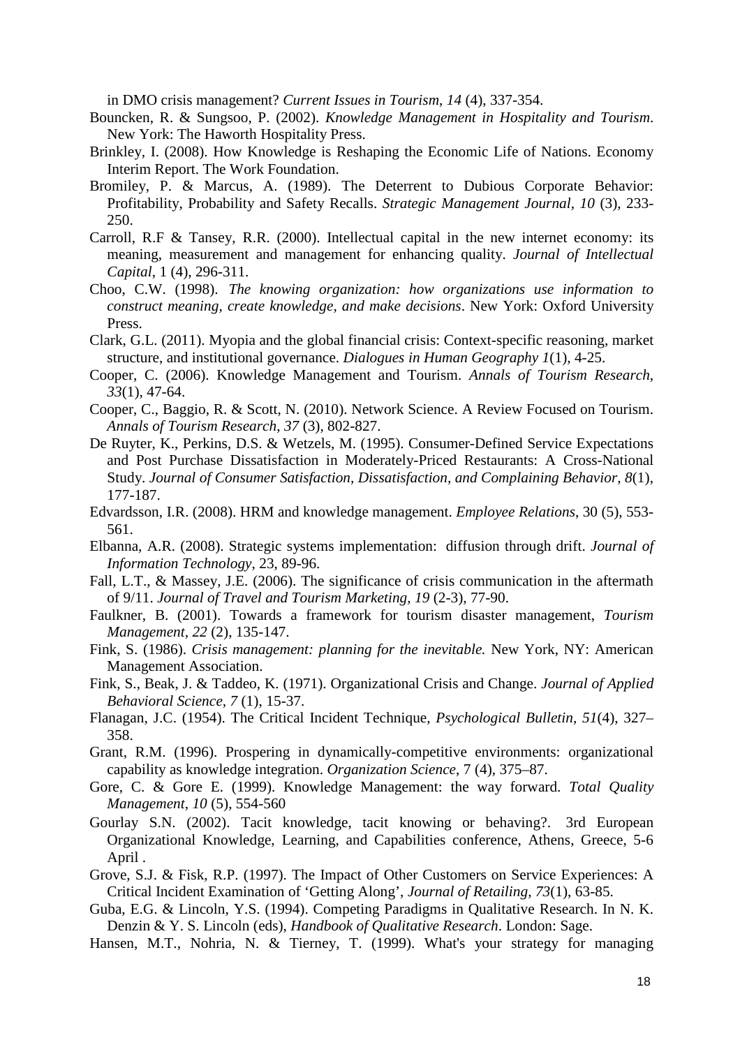in DMO crisis management? *Current Issues in Tourism*, *14* (4), 337-354.

Bouncken, R. & Sungsoo, P. (2002). *Knowledge Management in Hospitality and Tourism*. New York: The Haworth Hospitality Press.

Brinkley, I. (2008). How Knowledge is Reshaping the Economic Life of Nations. Economy Interim Report. The Work Foundation.

Bromiley, P. & Marcus, A. (1989). The Deterrent to Dubious Corporate Behavior: Profitability, Probability and Safety Recalls. *Strategic Management Journal*, *10* (3), 233-250.

Carroll, R.F & Tansey, R.R. (2000). Intellectual capital in the new internet economy: its meaning, measurement and management for enhancing quality. *Journal of Intellectual Capital*, 1 (4), 296-311.

Choo, C.W. (1998). *The knowing organization: how organizations use information to construct meaning, create knowledge, and make decisions*. New York: Oxford University Press.

Clark, G.L. (2011). Myopia and the global financial crisis: Context-specific reasoning, market structure, and institutional governance. *Dialogues in Human Geography 1*(1), 4-25.

Cooper, C. (2006). Knowledge Management and Tourism. *Annals of Tourism Research*, *33*(1), 47-64.

Cooper, C., Baggio, R. & Scott, N. (2010). Network Science. A Review Focused on Tourism. *Annals of Tourism Research*, *37* (3), 802-827.

De Ruyter, K., Perkins, D.S. & Wetzels, M. (1995). Consumer-Defined Service Expectations and Post Purchase Dissatisfaction in Moderately-Priced Restaurants: A Cross-National Study. *Journal of Consumer Satisfaction, Dissatisfaction, and Complaining Behavior, 8*(1), 177-187.

Edvardsson, I.R. (2008). HRM and knowledge management. *Employee Relations*, 30 (5), 553-561.

Elbanna, A.R. (2008). Strategic systems implementation: diffusion through drift. *Journal of Information Technology,* 23, 89-96.

Fall, L.T., & Massey, J.E. (2006). The significance of crisis communication in the aftermath of 9/11. *Journal of Travel and Tourism Marketing, 19* (2-3), 77-90.

Faulkner, B. (2001). Towards a framework for tourism disaster management, *Tourism Management, 22* (2), 135-147.

Fink, S. (1986). *Crisis management: planning for the inevitable.* New York, NY: American Management Association.

Fink, S., Beak, J. & Taddeo, K. (1971). Organizational Crisis and Change. *Journal of Applied Behavioral Science*, *7* (1), 15-37.

Flanagan, J.C. (1954). The Critical Incident Technique, *Psychological Bulletin, 51*(4), 327–358.

Grant, R.M. (1996). Prospering in dynamically-competitive environments: organizational capability as knowledge integration. *Organization Science*, 7 (4), 375–87.

Gore, C. & Gore E. (1999). Knowledge Management: the way forward. *Total Quality Management*, *10* (5), 554-560

Gourlay S.N. (2002). Tacit knowledge, tacit knowing or behaving?. 3rd European Organizational Knowledge, Learning, and Capabilities conference, Athens, Greece, 5-6 April .

Grove, S.J. & Fisk, R.P. (1997). The Impact of Other Customers on Service Experiences: A Critical Incident Examination of 'Getting Along', *Journal of Retailing, 73*(1), 63-85.

Guba, E.G. & Lincoln, Y.S. (1994). Competing Paradigms in Qualitative Research. In N. K. Denzin & Y. S. Lincoln (eds), *Handbook of Qualitative Research*. London: Sage.

Hansen, M.T., Nohria, N. & Tierney, T. (1999). What's your strategy for managing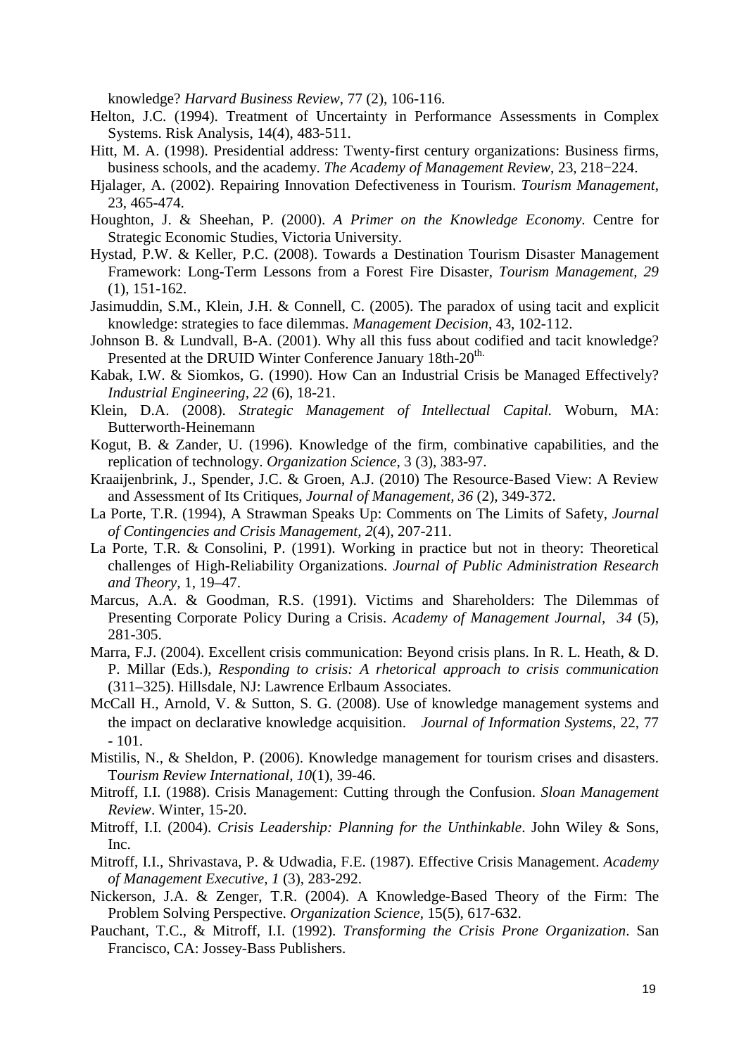knowledge? *Harvard Business Review*, 77 (2), 106-116.

Helton, J.C. (1994). Treatment of Uncertainty in Performance Assessments in Complex Systems. Risk Analysis, 14(4), 483-511.

Hitt, M. A. (1998). Presidential address: Twenty-first century organizations: Business firms, business schools, and the academy. *The Academy of Management Review*, 23, 218−224.

Hjalager, A. (2002). Repairing Innovation Defectiveness in Tourism. *Tourism Management*, 23, 465-474.

Houghton, J. & Sheehan, P. (2000). *A Primer on the Knowledge Economy*. Centre for Strategic Economic Studies, Victoria University.

Hystad, P.W. & Keller, P.C. (2008). Towards a Destination Tourism Disaster Management Framework: Long-Term Lessons from a Forest Fire Disaster, *Tourism Management, 29* (1), 151-162.

Jasimuddin, S.M., Klein, J.H. & Connell, C. (2005). The paradox of using tacit and explicit knowledge: strategies to face dilemmas. *Management Decision*, 43, 102-112.

Johnson B. & Lundvall, B-A. (2001). Why all this fuss about codified and tacit knowledge? Presented at the DRUID Winter Conference January 18th-20th.

Kabak, I.W. & Siomkos, G. (1990). How Can an Industrial Crisis be Managed Effectively? *Industrial Engineering, 22* (6), 18-21.

Klein, D.A. (2008). *Strategic Management of Intellectual Capital.* Woburn, MA: Butterworth-Heinemann

Kogut, B. & Zander, U. (1996). Knowledge of the firm, combinative capabilities, and the replication of technology. *Organization Science*, 3 (3), 383-97.

Kraaijenbrink, J., Spender, J.C. & Groen, A.J. (2010) The Resource-Based View: A Review and Assessment of Its Critiques, *Journal of Management, 36* (2), 349-372.

La Porte, T.R. (1994), A Strawman Speaks Up: Comments on The Limits of Safety, *Journal of Contingencies and Crisis Management, 2*(4), 207-211.

La Porte, T.R. & Consolini, P. (1991). Working in practice but not in theory: Theoretical challenges of High-Reliability Organizations. *Journal of Public Administration Research and Theory*, 1, 19–47.

Marcus, A.A. & Goodman, R.S. (1991). Victims and Shareholders: The Dilemmas of Presenting Corporate Policy During a Crisis. *Academy of Management Journal, 34* (5), 281-305.

Marra, F.J. (2004). Excellent crisis communication: Beyond crisis plans. In R. L. Heath, & D. P. Millar (Eds.), *Responding to crisis: A rhetorical approach to crisis communication* (311–325). Hillsdale, NJ: Lawrence Erlbaum Associates.

McCall H., Arnold, V. & Sutton, S. G. (2008). Use of knowledge management systems and the impact on declarative knowledge acquisition. *Journal of Information Systems*, 22, 77 - 101.

Mistilis, N., & Sheldon, P. (2006). Knowledge management for tourism crises and disasters. T*ourism Review International, 10*(1), 39-46.

Mitroff, I.I. (1988). Crisis Management: Cutting through the Confusion. *Sloan Management Review*. Winter, 15-20.

Mitroff, I.I. (2004). *Crisis Leadership: Planning for the Unthinkable*. John Wiley & Sons, Inc.

Mitroff, I.I., Shrivastava, P. & Udwadia, F.E. (1987). Effective Crisis Management. *Academy of Management Executive, 1* (3), 283-292.

Nickerson, J.A. & Zenger, T.R. (2004). A Knowledge-Based Theory of the Firm: The Problem Solving Perspective. *Organization Science*, 15(5), 617-632.

Pauchant, T.C., & Mitroff, I.I. (1992). *Transforming the Crisis Prone Organization*. San Francisco, CA: Jossey-Bass Publishers.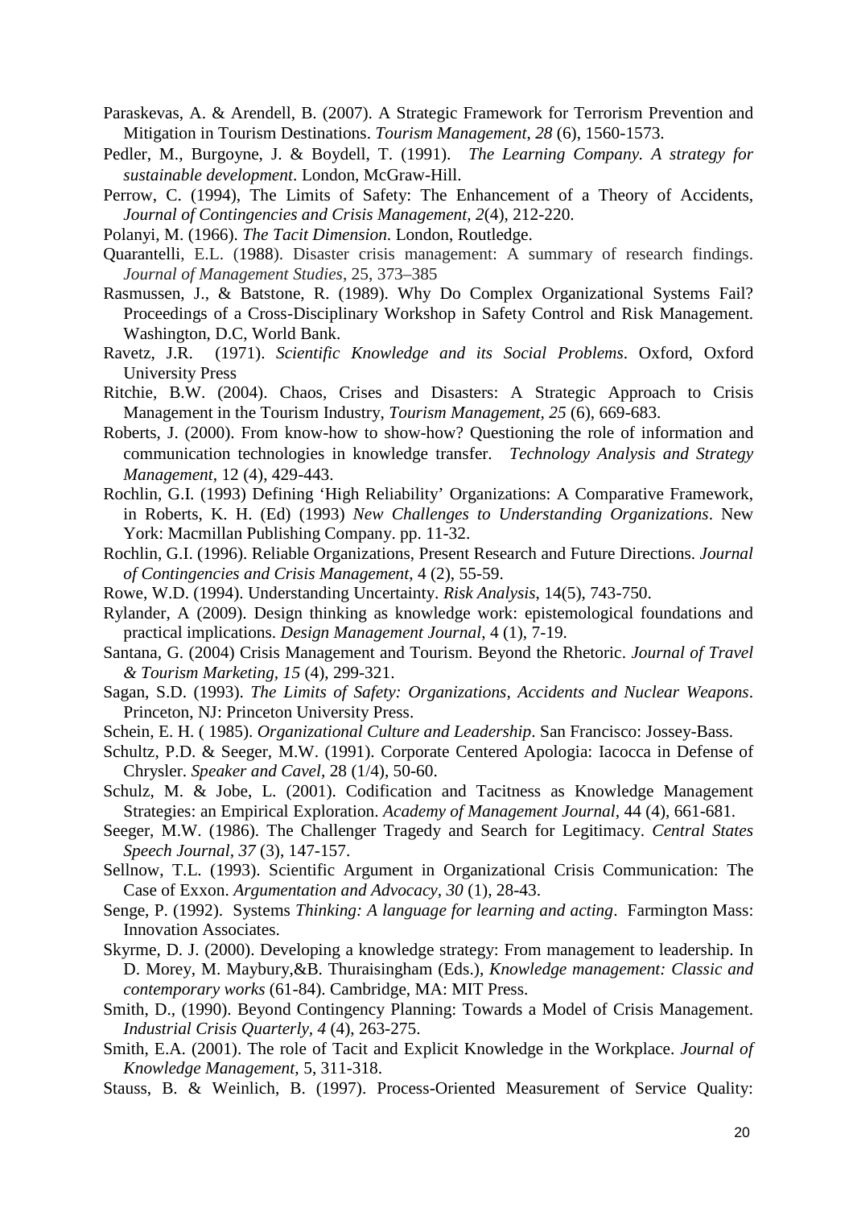Paraskevas, A. & Arendell, B. (2007). A Strategic Framework for Terrorism Prevention and Mitigation in Tourism Destinations. *Tourism Management*, *28* (6), 1560-1573.

Pedler, M., Burgoyne, J. & Boydell, T. (1991). *The Learning Company. A strategy for sustainable development*. London, McGraw-Hill.

Perrow, C. (1994), The Limits of Safety: The Enhancement of a Theory of Accidents, *Journal of Contingencies and Crisis Management, 2*(4), 212-220.

Polanyi, M. (1966). *The Tacit Dimension*. London, Routledge.

Quarantelli, E.L. (1988). Disaster crisis management: A summary of research findings. *Journal of Management Studies*, 25, 373–385

Rasmussen, J., & Batstone, R. (1989). Why Do Complex Organizational Systems Fail? Proceedings of a Cross-Disciplinary Workshop in Safety Control and Risk Management. Washington, D.C, World Bank.

Ravetz, J.R. (1971). *Scientific Knowledge and its Social Problems*. Oxford, Oxford University Press

Ritchie, B.W. (2004). Chaos, Crises and Disasters: A Strategic Approach to Crisis Management in the Tourism Industry, *Tourism Management, 25* (6), 669-683.

Roberts, J. (2000). From know-how to show-how? Questioning the role of information and communication technologies in knowledge transfer. *Technology Analysis and Strategy Management*, 12 (4), 429-443.

Rochlin, G.I. (1993) Defining 'High Reliability' Organizations: A Comparative Framework, in Roberts, K. H. (Ed) (1993) *New Challenges to Understanding Organizations*. New York: Macmillan Publishing Company. pp. 11-32.

Rochlin, G.I. (1996). Reliable Organizations, Present Research and Future Directions. *Journal of Contingencies and Crisis Management*, 4 (2), 55-59.

Rowe, W.D. (1994). Understanding Uncertainty. *Risk Analysis,* 14(5), 743-750.

Rylander, A (2009). Design thinking as knowledge work: epistemological foundations and practical implications. *Design Management Journal*, 4 (1), 7-19.

Santana, G. (2004) Crisis Management and Tourism. Beyond the Rhetoric. *Journal of Travel & Tourism Marketing, 15* (4), 299-321.

Sagan, S.D. (1993). *The Limits of Safety: Organizations, Accidents and Nuclear Weapons*. Princeton, NJ: Princeton University Press.

Schein, E. H. ( 1985). *Organizational Culture and Leadership*. San Francisco: Jossey-Bass.

Schultz, P.D. & Seeger, M.W. (1991). Corporate Centered Apologia: Iacocca in Defense of Chrysler. *Speaker and Cavel,* 28 (1/4), 50-60.

Schulz, M. & Jobe, L. (2001). Codification and Tacitness as Knowledge Management Strategies: an Empirical Exploration. *Academy of Management Journal*, 44 (4), 661-681.

Seeger, M.W. (1986). The Challenger Tragedy and Search for Legitimacy. *Central States Speech Journal, 37* (3), 147-157.

Sellnow, T.L. (1993). Scientific Argument in Organizational Crisis Communication: The Case of Exxon. *Argumentation and Advocacy, 30* (1), 28-43.

Senge, P. (1992). Systems *Thinking: A language for learning and acting*. Farmington Mass: Innovation Associates.

Skyrme, D. J. (2000). Developing a knowledge strategy: From management to leadership. In D. Morey, M. Maybury,&B. Thuraisingham (Eds.), *Knowledge management: Classic and contemporary works* (61-84). Cambridge, MA: MIT Press.

Smith, D., (1990). Beyond Contingency Planning: Towards a Model of Crisis Management. *Industrial Crisis Quarterly*, *4* (4), 263-275.

Smith, E.A. (2001). The role of Tacit and Explicit Knowledge in the Workplace. *Journal of Knowledge Management*, 5, 311-318.

Stauss, B. & Weinlich, B. (1997). Process-Oriented Measurement of Service Quality: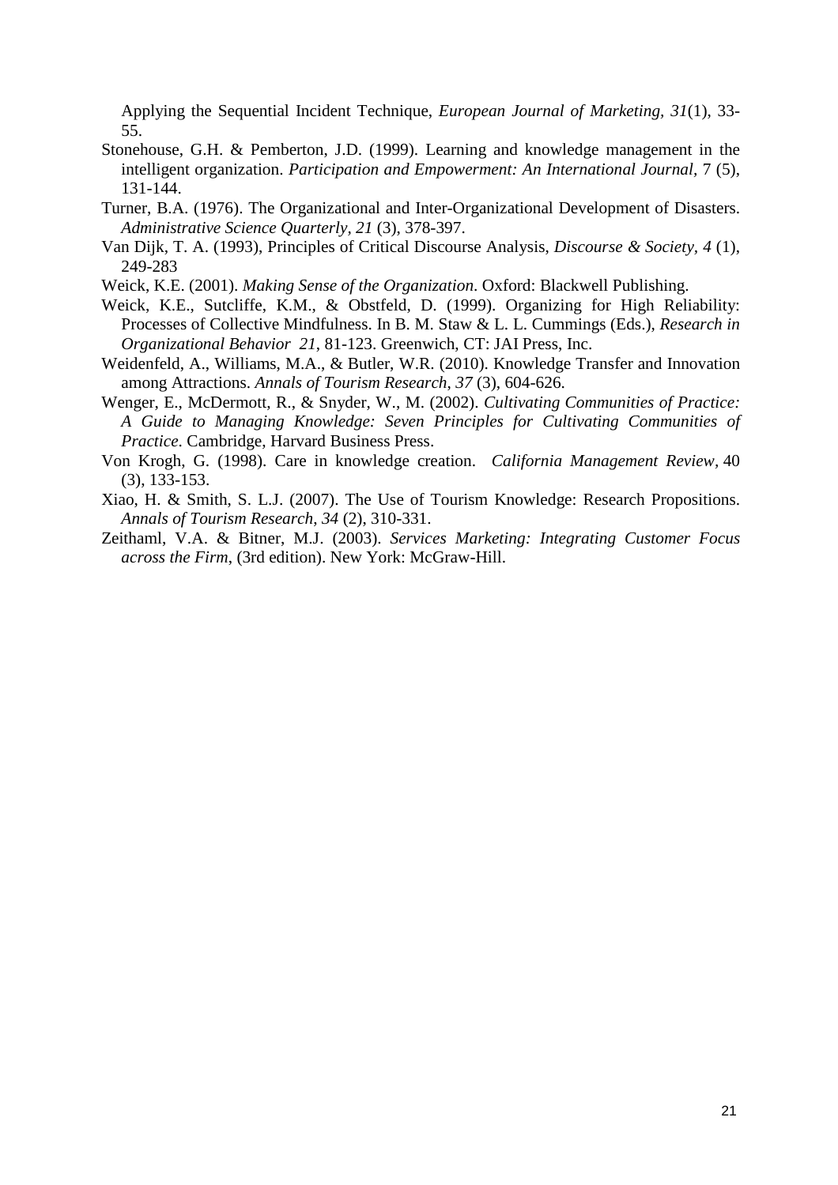Applying the Sequential Incident Technique, *European Journal of Marketing*, *31*(1), 33-55.

Stonehouse, G.H. & Pemberton, J.D. (1999). Learning and knowledge management in the intelligent organization. *Participation and Empowerment: An International Journal*, 7 (5), 131-144.

Turner, B.A. (1976). The Organizational and Inter-Organizational Development of Disasters. *Administrative Science Quarterly, 21* (3), 378-397.

Van Dijk, T. A. (1993), Principles of Critical Discourse Analysis, *Discourse & Society, 4* (1), 249-283

Weick, K.E. (2001). *Making Sense of the Organization*. Oxford: Blackwell Publishing.

Weick, K.E., Sutcliffe, K.M., & Obstfeld, D. (1999). Organizing for High Reliability: Processes of Collective Mindfulness. In B. M. Staw & L. L. Cummings (Eds.), *Research in Organizational Behavior 21*, 81-123. Greenwich, CT: JAI Press, Inc.

Weidenfeld, A., Williams, M.A., & Butler, W.R. (2010). Knowledge Transfer and Innovation among Attractions. *Annals of Tourism Research, 37* (3), 604-626.

Wenger, E., McDermott, R., & Snyder, W., M. (2002). *Cultivating Communities of Practice: A Guide to Managing Knowledge: Seven Principles for Cultivating Communities of Practice*. Cambridge, Harvard Business Press.

Von Krogh, G. (1998). Care in knowledge creation. *California Management Review*, 40 (3), 133-153.

Xiao, H. & Smith, S. L.J. (2007). The Use of Tourism Knowledge: Research Propositions. *Annals of Tourism Research, 34* (2), 310-331.

Zeithaml, V.A. & Bitner, M.J. (2003). *Services Marketing: Integrating Customer Focus across the Firm*, (3rd edition). New York: McGraw-Hill.